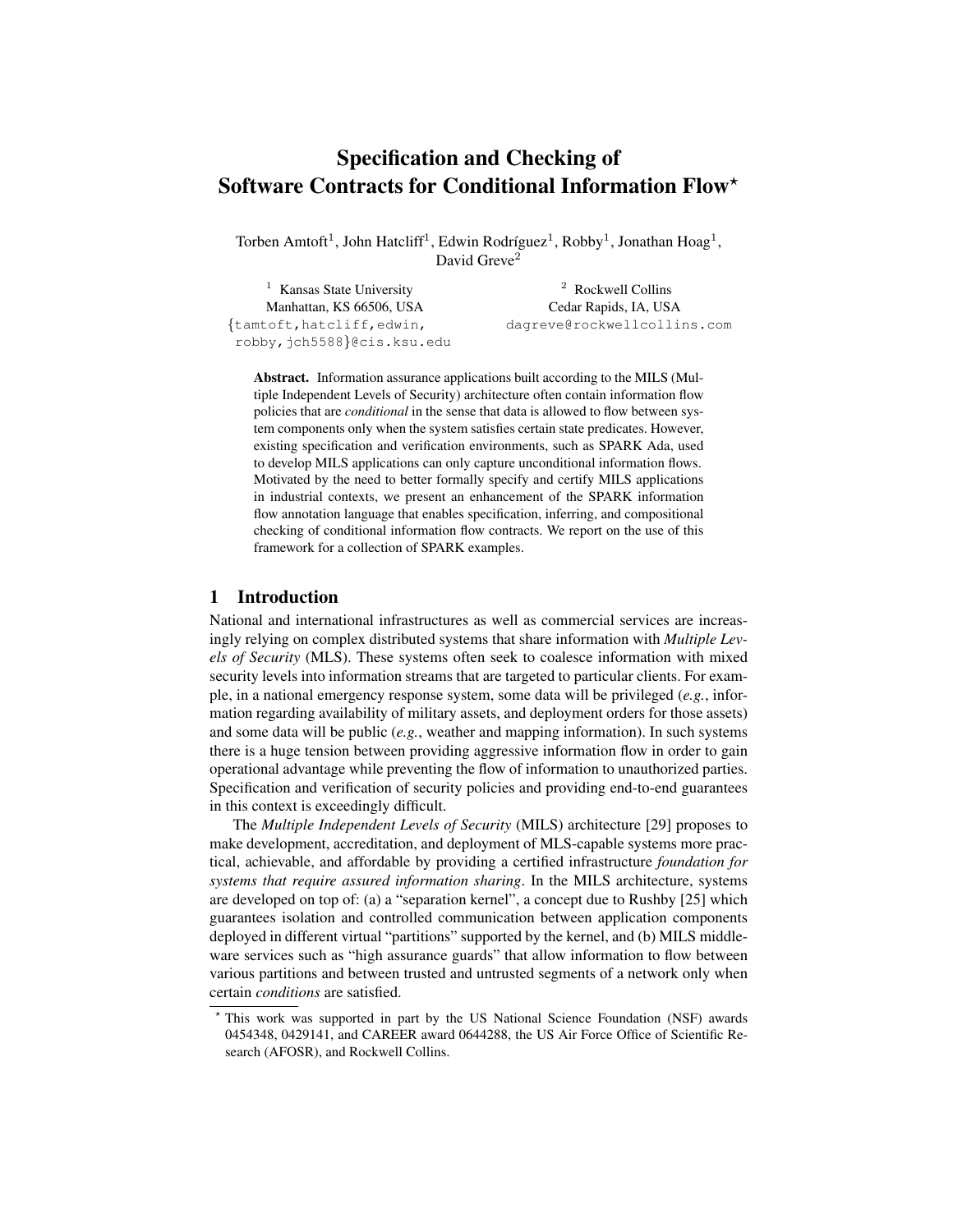# Specification and Checking of Software Contracts for Conditional Information Flow*

Torben Amtoft[1], John Hatcliff[1], Edwin Rodríguez[1], Robby[1], Jonathan Hoag[1], David Greve[2]

[1] Kansas State University
Manhattan, KS 66506, USA
{tamtoft,hatcliff,edwin,robby,jch5588}@cis.ksu.edu

[2] Rockwell Collins
Cedar Rapids, IA, USA
dagreve@rockwellcollins.com

**Abstract.** Information assurance applications built according to the MILS (Multiple Independent Levels of Security) architecture often contain information flow policies that are *conditional* in the sense that data is allowed to flow between system components only when the system satisfies certain state predicates. However, existing specification and verification environments, such as SPARK Ada, used to develop MILS applications can only capture unconditional information flows. Motivated by the need to better formally specify and certify MILS applications in industrial contexts, we present an enhancement of the SPARK information flow annotation language that enables specification, inferring, and compositional checking of conditional information flow contracts. We report on the use of this framework for a collection of SPARK examples.

## 1 Introduction

National and international infrastructures as well as commercial services are increasingly relying on complex distributed systems that share information with *Multiple Levels of Security* (MLS). These systems often seek to coalesce information with mixed security levels into information streams that are targeted to particular clients. For example, in a national emergency response system, some data will be privileged (*e.g.*, information regarding availability of military assets, and deployment orders for those assets) and some data will be public (*e.g.*, weather and mapping information). In such systems there is a huge tension between providing aggressive information flow in order to gain operational advantage while preventing the flow of information to unauthorized parties. Specification and verification of security policies and providing end-to-end guarantees in this context is exceedingly difficult.

The *Multiple Independent Levels of Security* (MILS) architecture [29] proposes to make development, accreditation, and deployment of MLS-capable systems more practical, achievable, and affordable by providing a certified infrastructure *foundation for systems that require assured information sharing*. In the MILS architecture, systems are developed on top of: (a) a "separation kernel", a concept due to Rushby [25] which guarantees isolation and controlled communication between application components deployed in different virtual "partitions" supported by the kernel, and (b) MILS middleware services such as "high assurance guards" that allow information to flow between various partitions and between trusted and untrusted segments of a network only when certain *conditions* are satisfied.

* This work was supported in part by the US National Science Foundation (NSF) awards 0454348, 0429141, and CAREER award 0644288, the US Air Force Office of Scientific Research (AFOSR), and Rockwell Collins.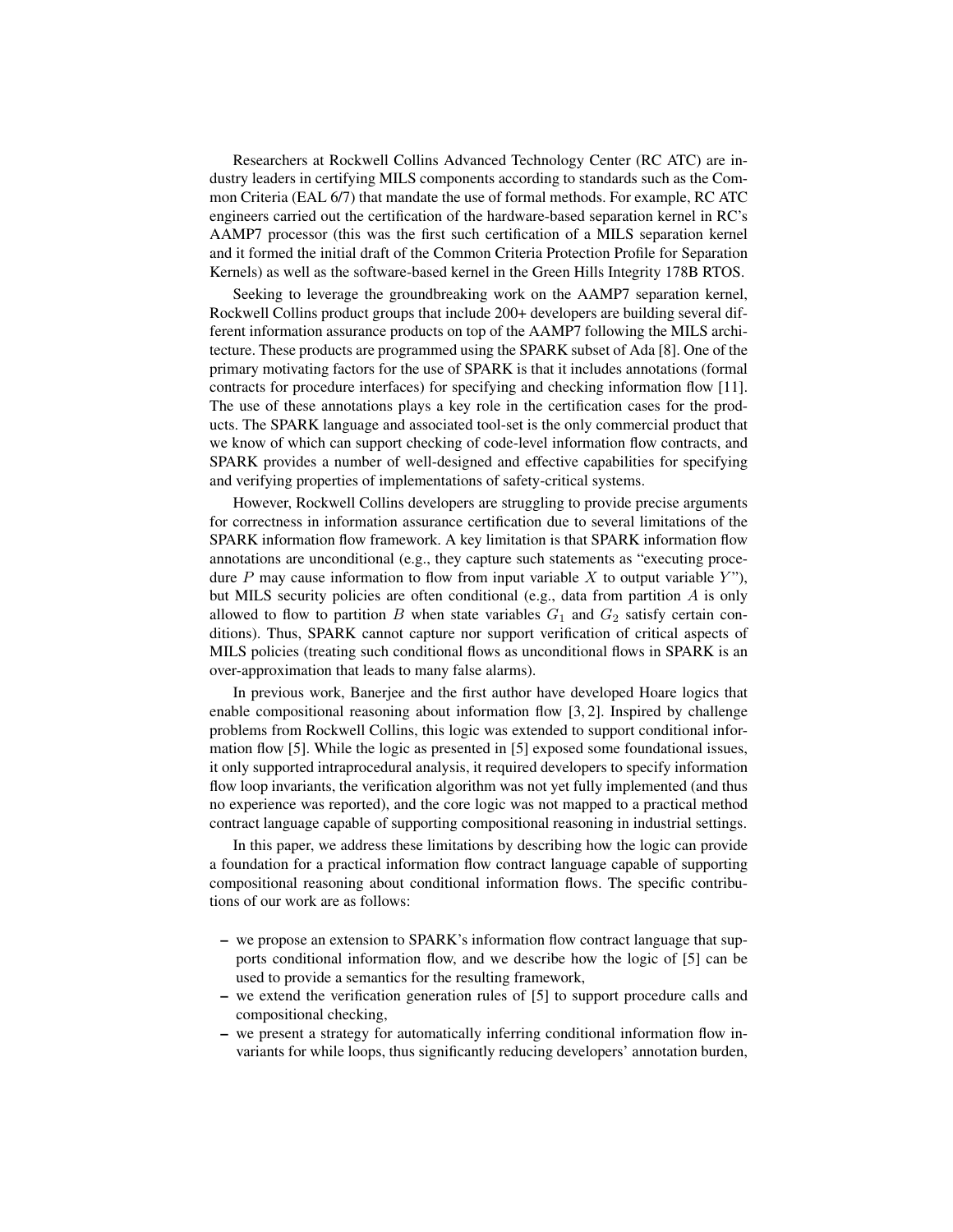Researchers at Rockwell Collins Advanced Technology Center (RC ATC) are industry leaders in certifying MILS components according to standards such as the Common Criteria (EAL 6/7) that mandate the use of formal methods. For example, RC ATC engineers carried out the certification of the hardware-based separation kernel in RC's AAMP7 processor (this was the first such certification of a MILS separation kernel and it formed the initial draft of the Common Criteria Protection Profile for Separation Kernels) as well as the software-based kernel in the Green Hills Integrity 178B RTOS.

Seeking to leverage the groundbreaking work on the AAMP7 separation kernel, Rockwell Collins product groups that include 200+ developers are building several different information assurance products on top of the AAMP7 following the MILS architecture. These products are programmed using the SPARK subset of Ada [8]. One of the primary motivating factors for the use of SPARK is that it includes annotations (formal contracts for procedure interfaces) for specifying and checking information flow [11]. The use of these annotations plays a key role in the certification cases for the products. The SPARK language and associated tool-set is the only commercial product that we know of which can support checking of code-level information flow contracts, and SPARK provides a number of well-designed and effective capabilities for specifying and verifying properties of implementations of safety-critical systems.

However, Rockwell Collins developers are struggling to provide precise arguments for correctness in information assurance certification due to several limitations of the SPARK information flow framework. A key limitation is that SPARK information flow annotations are unconditional (e.g., they capture such statements as "executing procedure $P$ may cause information to flow from input variable $X$ to output variable $Y$"), but MILS security policies are often conditional (e.g., data from partition $A$ is only allowed to flow to partition $B$ when state variables $G_1$ and $G_2$ satisfy certain conditions). Thus, SPARK cannot capture nor support verification of critical aspects of MILS policies (treating such conditional flows as unconditional flows in SPARK is an over-approximation that leads to many false alarms).

In previous work, Banerjee and the first author have developed Hoare logics that enable compositional reasoning about information flow [3, 2]. Inspired by challenge problems from Rockwell Collins, this logic was extended to support conditional information flow [5]. While the logic as presented in [5] exposed some foundational issues, it only supported intraprocedural analysis, it required developers to specify information flow loop invariants, the verification algorithm was not yet fully implemented (and thus no experience was reported), and the core logic was not mapped to a practical method contract language capable of supporting compositional reasoning in industrial settings.

In this paper, we address these limitations by describing how the logic can provide a foundation for a practical information flow contract language capable of supporting compositional reasoning about conditional information flows. The specific contributions of our work are as follows:

- we propose an extension to SPARK's information flow contract language that supports conditional information flow, and we describe how the logic of [5] can be used to provide a semantics for the resulting framework,
- we extend the verification generation rules of [5] to support procedure calls and compositional checking,
- we present a strategy for automatically inferring conditional information flow invariants for while loops, thus significantly reducing developers' annotation burden,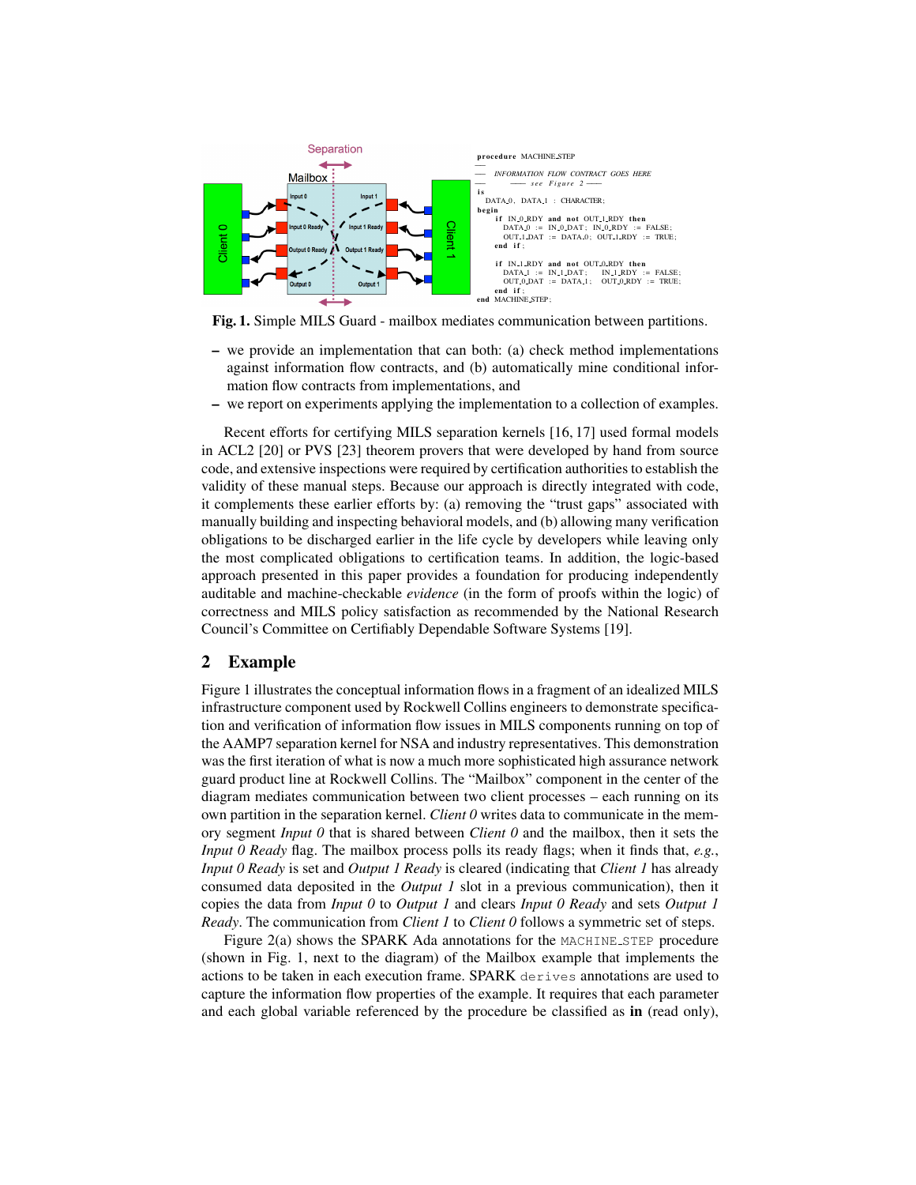```
procedure MACHINE_STEP
--
-- INFORMATION FLOW CONTRACT GOES HERE
--        -- see Figure 2 --
is
  DATA_0, DATA_1 : CHARACTER;
begin
    if IN_0_RDY and not OUT_1_RDY then
      DATA_0 := IN_0_DAT; IN_0_RDY := FALSE;
      OUT_1_DAT := DATA_0; OUT_1_RDY := TRUE;
    end if;

    if IN_1_RDY and not OUT_0_RDY then
      DATA_1 := IN_1_DAT;    IN_1_RDY := FALSE;
      OUT_0_DAT := DATA_1;   OUT_0_RDY := TRUE;
    end if;
end MACHINE_STEP;
```

**Fig. 1.** Simple MILS Guard - mailbox mediates communication between partitions.

- we provide an implementation that can both: (a) check method implementations against information flow contracts, and (b) automatically mine conditional information flow contracts from implementations, and
- we report on experiments applying the implementation to a collection of examples.

Recent efforts for certifying MILS separation kernels [16, 17] used formal models in ACL2 [20] or PVS [23] theorem provers that were developed by hand from source code, and extensive inspections were required by certification authorities to establish the validity of these manual steps. Because our approach is directly integrated with code, it complements these earlier efforts by: (a) removing the "trust gaps" associated with manually building and inspecting behavioral models, and (b) allowing many verification obligations to be discharged earlier in the life cycle by developers while leaving only the most complicated obligations to certification teams. In addition, the logic-based approach presented in this paper provides a foundation for producing independently auditable and machine-checkable *evidence* (in the form of proofs within the logic) of correctness and MILS policy satisfaction as recommended by the National Research Council's Committee on Certifiably Dependable Software Systems [19].

## 2 Example

Figure 1 illustrates the conceptual information flows in a fragment of an idealized MILS infrastructure component used by Rockwell Collins engineers to demonstrate specification and verification of information flow issues in MILS components running on top of the AAMP7 separation kernel for NSA and industry representatives. This demonstration was the first iteration of what is now a much more sophisticated high assurance network guard product line at Rockwell Collins. The "Mailbox" component in the center of the diagram mediates communication between two client processes – each running on its own partition in the separation kernel. *Client 0* writes data to communicate in the memory segment *Input 0* that is shared between *Client 0* and the mailbox, then it sets the *Input 0 Ready* flag. The mailbox process polls its ready flags; when it finds that, *e.g.*, *Input 0 Ready* is set and *Output 1 Ready* is cleared (indicating that *Client 1* has already consumed data deposited in the *Output 1* slot in a previous communication), then it copies the data from *Input 0* to *Output 1* and clears *Input 0 Ready* and sets *Output 1 Ready*. The communication from *Client 1* to *Client 0* follows a symmetric set of steps.

Figure 2(a) shows the SPARK Ada annotations for the MACHINE_STEP procedure (shown in Fig. 1, next to the diagram) of the Mailbox example that implements the actions to be taken in each execution frame. SPARK derives annotations are used to capture the information flow properties of the example. It requires that each parameter and each global variable referenced by the procedure be classified as **in** (read only),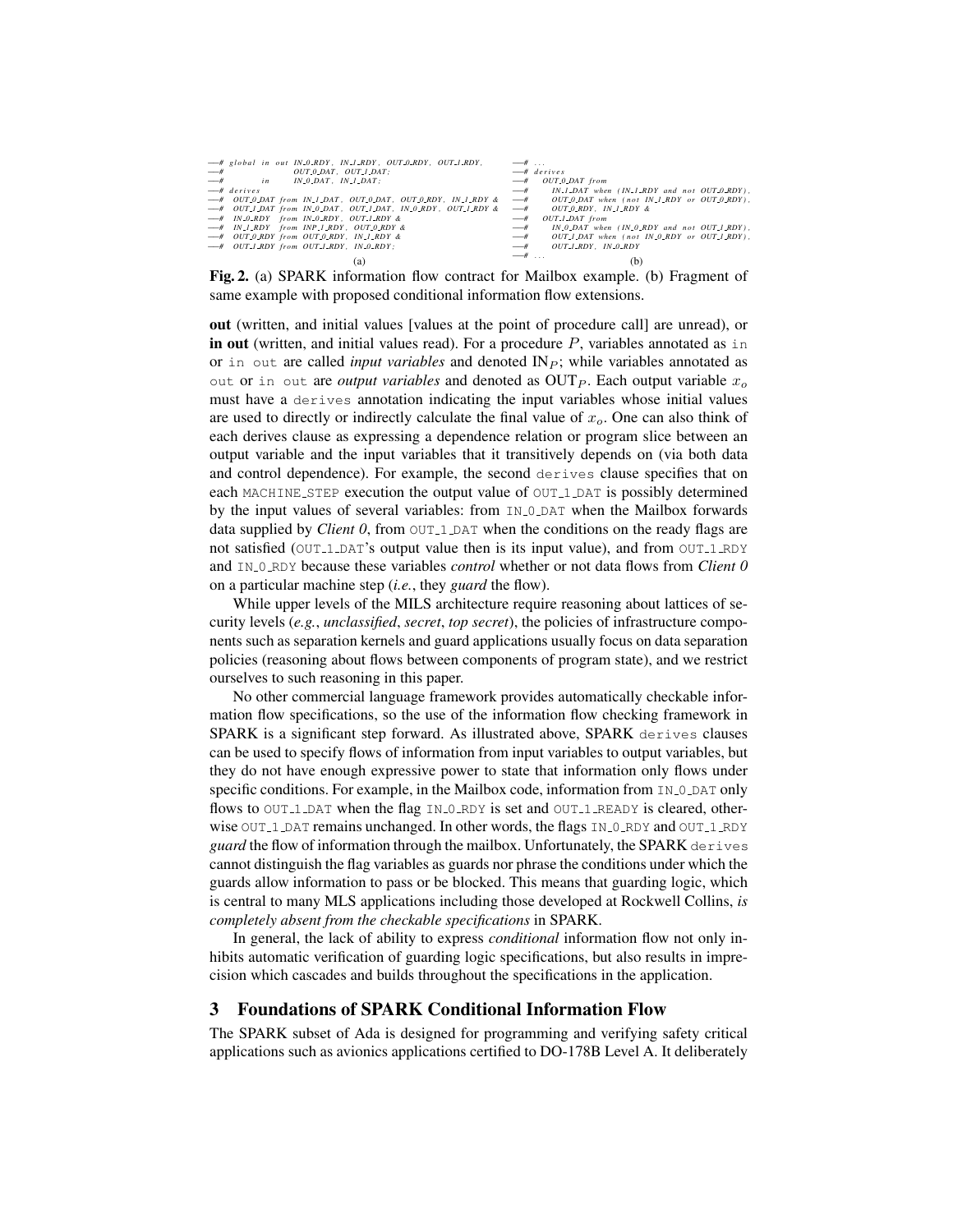```
--# global in out IN_0_RDY, IN_1_RDY, OUT_0_RDY, OUT_1_RDY,
--#               OUT_0_DAT, OUT_1_DAT;
--#        in     IN_0_DAT, IN_1_DAT;
--# derives
--#   OUT_0_DAT from IN_1_DAT, OUT_0_DAT, OUT_0_RDY, IN_1_RDY &
--#   OUT_1_DAT from IN_0_DAT, OUT_1_DAT, IN_0_RDY, OUT_1_RDY &
--#   IN_0_RDY  from IN_0_RDY, OUT_1_RDY &
--#   IN_1_RDY  from INP_1_RDY, OUT_0_RDY &
--#   OUT_0_RDY from OUT_0_RDY, IN_1_RDY &
--#   OUT_1_RDY from OUT_1_RDY, IN_0_RDY;
```

(a)

```
--# ...
--# derives
--#   OUT_0_DAT from
--#     IN_1_DAT when (IN_1_RDY and not OUT_0_RDY),
--#     OUT_0_DAT when (not IN_1_RDY or OUT_0_RDY),
--#     OUT_0_RDY, IN_1_RDY &
--#   OUT_1_DAT from
--#     IN_0_DAT when (IN_0_RDY and not OUT_1_RDY),
--#     OUT_1_DAT when (not IN_0_RDY or OUT_1_RDY),
--#     OUT_1_RDY, IN_0_RDY
--# ...
```

(b)

**Fig. 2.** (a) SPARK information flow contract for Mailbox example. (b) Fragment of same example with proposed conditional information flow extensions.

**out** (written, and initial values [values at the point of procedure call] are unread), or **in out** (written, and initial values read). For a procedure $P$, variables annotated as `in` or `in out` are called *input variables* and denoted $\text{IN}_P$; while variables annotated as `out` or `in out` are *output variables* and denoted as $\text{OUT}_P$. Each output variable $x_o$ must have a `derives` annotation indicating the input variables whose initial values are used to directly or indirectly calculate the final value of $x_o$. One can also think of each derives clause as expressing a dependence relation or program slice between an output variable and the input variables that it transitively depends on (via both data and control dependence). For example, the second `derives` clause specifies that on each `MACHINE_STEP` execution the output value of `OUT_1_DAT` is possibly determined by the input values of several variables: from `IN_0_DAT` when the Mailbox forwards data supplied by *Client 0*, from `OUT_1_DAT` when the conditions on the ready flags are not satisfied (`OUT_1_DAT`'s output value then is its input value), and from `OUT_1_RDY` and `IN_0_RDY` because these variables *control* whether or not data flows from *Client 0* on a particular machine step (*i.e.*, they *guard* the flow).

While upper levels of the MILS architecture require reasoning about lattices of security levels (*e.g.*, *unclassified*, *secret*, *top secret*), the policies of infrastructure components such as separation kernels and guard applications usually focus on data separation policies (reasoning about flows between components of program state), and we restrict ourselves to such reasoning in this paper.

No other commercial language framework provides automatically checkable information flow specifications, so the use of the information flow checking framework in SPARK is a significant step forward. As illustrated above, SPARK `derives` clauses can be used to specify flows of information from input variables to output variables, but they do not have enough expressive power to state that information only flows under specific conditions. For example, in the Mailbox code, information from `IN_0_DAT` only flows to `OUT_1_DAT` when the flag `IN_0_RDY` is set and `OUT_1_READY` is cleared, otherwise `OUT_1_DAT` remains unchanged. In other words, the flags `IN_0_RDY` and `OUT_1_RDY` *guard* the flow of information through the mailbox. Unfortunately, the SPARK `derives` cannot distinguish the flag variables as guards nor phrase the conditions under which the guards allow information to pass or be blocked. This means that guarding logic, which is central to many MLS applications including those developed at Rockwell Collins, *is completely absent from the checkable specifications* in SPARK.

In general, the lack of ability to express *conditional* information flow not only inhibits automatic verification of guarding logic specifications, but also results in imprecision which cascades and builds throughout the specifications in the application.

## 3 Foundations of SPARK Conditional Information Flow

The SPARK subset of Ada is designed for programming and verifying safety critical applications such as avionics applications certified to DO-178B Level A. It deliberately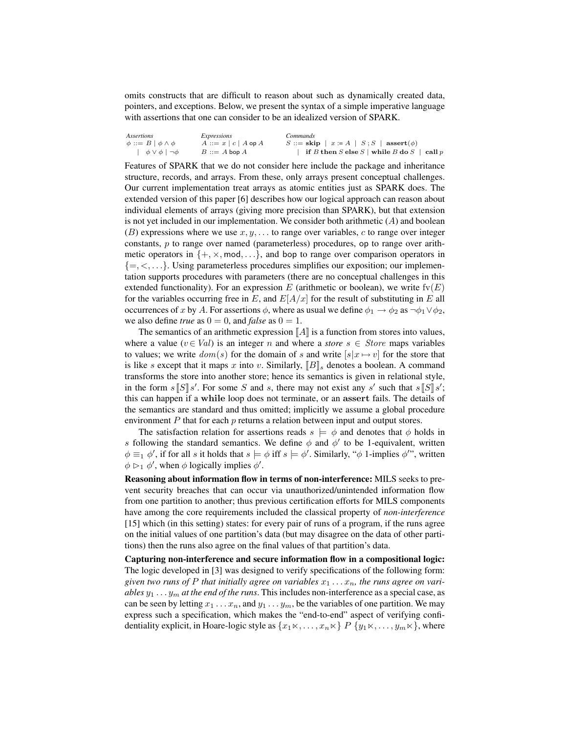omits constructs that are difficult to reason about such as dynamically created data, pointers, and exceptions. Below, we present the syntax of a simple imperative language with assertions that one can consider to be an idealized version of SPARK.

| *Assertions* | *Expressions* | *Commands* |
|---|---|---|
| $\phi ::= B \mid \phi \wedge \phi$ | $A ::= x \mid c \mid A \ \mathsf{op} \ A$ | $S ::= \mathbf{skip} \mid x := A \mid S \,;\, S \mid \mathbf{assert}(\phi)$ |
| $\mid \ \phi \vee \phi \mid \neg\phi$ | $B ::= A \ \mathsf{bop} \ A$ | $\mid \ \mathbf{if}\ B\ \mathbf{then}\ S\ \mathbf{else}\ S \mid \mathbf{while}\ B\ \mathbf{do}\ S \mid \mathbf{call}\ p$ |

Features of SPARK that we do not consider here include the package and inheritance structure, records, and arrays. From these, only arrays present conceptual challenges. Our current implementation treat arrays as atomic entities just as SPARK does. The extended version of this paper [6] describes how our logical approach can reason about individual elements of arrays (giving more precision than SPARK), but that extension is not yet included in our implementation. We consider both arithmetic ($A$) and boolean ($B$) expressions where we use $x, y, \ldots$ to range over variables, $c$ to range over integer constants, $p$ to range over named (parameterless) procedures, $\mathsf{op}$ to range over arithmetic operators in $\{+, \times, \mathsf{mod}, \ldots\}$, and $\mathsf{bop}$ to range over comparison operators in $\{=, <, \ldots\}$. Using parameterless procedures simplifies our exposition; our implementation supports procedures with parameters (there are no conceptual challenges in this extended functionality). For an expression $E$ (arithmetic or boolean), we write $\mathrm{fv}(E)$ for the variables occurring free in $E$, and $E[A/x]$ for the result of substituting in $E$ all occurrences of $x$ by $A$. For assertions $\phi$, where as usual we define $\phi_1 \rightarrow \phi_2$ as $\neg\phi_1 \vee \phi_2$, we also define *true* as $0 = 0$, and *false* as $0 = 1$.

The semantics of an arithmetic expression $[\![A]\!]$ is a function from stores into values, where a value ($v \in \mathit{Val}$) is an integer $n$ and where a *store* $s \in \mathit{Store}$ maps variables to values; we write $dom(s)$ for the domain of $s$ and write $[s|x \mapsto v]$ for the store that is like $s$ except that it maps $x$ into $v$. Similarly, $[\![B]\!]_s$ denotes a boolean. A command transforms the store into another store; hence its semantics is given in relational style, in the form $s\,[\![S]\!]\,s'$. For some $S$ and $s$, there may not exist any $s'$ such that $s\,[\![S]\!]\,s'$; this can happen if a **while** loop does not terminate, or an **assert** fails. The details of the semantics are standard and thus omitted; implicitly we assume a global procedure environment $P$ that for each $p$ returns a relation between input and output stores.

The satisfaction relation for assertions reads $s \models \phi$ and denotes that $\phi$ holds in $s$ following the standard semantics. We define $\phi$ and $\phi'$ to be 1-equivalent, written $\phi \equiv_1 \phi'$, if for all $s$ it holds that $s \models \phi$ iff $s \models \phi'$. Similarly, "$\phi$ 1-implies $\phi'$", written $\phi \rhd_1 \phi'$, when $\phi$ logically implies $\phi'$.

**Reasoning about information flow in terms of non-interference:** MILS seeks to prevent security breaches that can occur via unauthorized/unintended information flow from one partition to another; thus previous certification efforts for MILS components have among the core requirements included the classical property of *non-interference* [15] which (in this setting) states: for every pair of runs of a program, if the runs agree on the initial values of one partition's data (but may disagree on the data of other partitions) then the runs also agree on the final values of that partition's data.

**Capturing non-interference and secure information flow in a compositional logic:** The logic developed in [3] was designed to verify specifications of the following form: *given two runs of $P$ that initially agree on variables $x_1 \ldots x_n$, the runs agree on variables $y_1 \ldots y_m$ at the end of the runs*. This includes non-interference as a special case, as can be seen by letting $x_1 \ldots x_n$, and $y_1 \ldots y_m$, be the variables of one partition. We may express such a specification, which makes the "end-to-end" aspect of verifying confidentiality explicit, in Hoare-logic style as $\{x_1\ltimes, \ldots, x_n\ltimes\}\ P\ \{y_1\ltimes, \ldots, y_m\ltimes\}$, where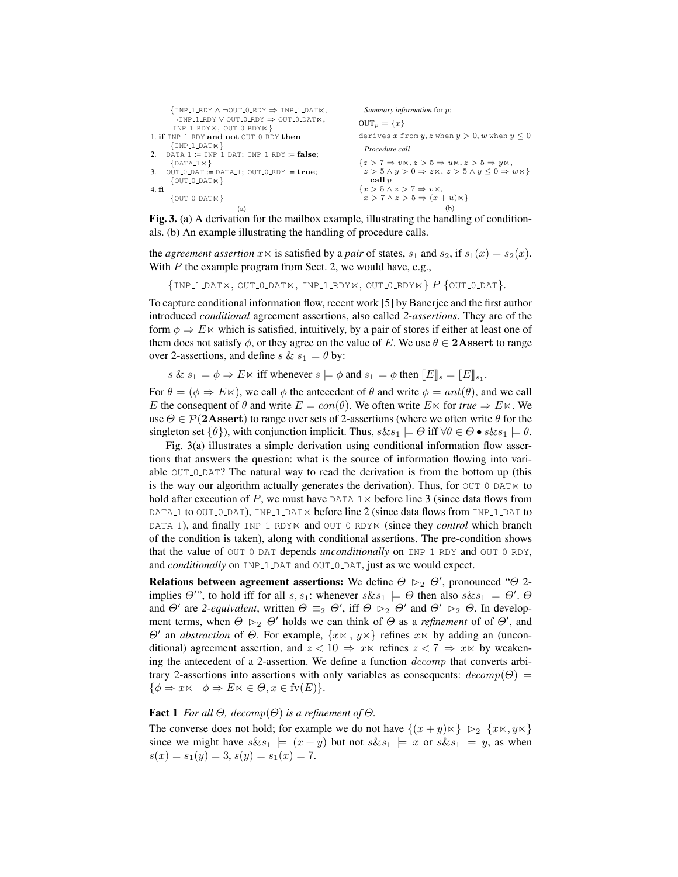(a)

```
     {INP_1_RDY ∧ ¬OUT_0_RDY ⇒ INP_1_DAT⋉,
      ¬INP_1_RDY ∨ OUT_0_RDY ⇒ OUT_0_DAT⋉,
      INP_1_RDY⋉, OUT_0_RDY⋉}
1. if INP_1_RDY and not OUT_0_RDY then
     {INP_1_DAT⋉}
2.   DATA_1 := INP_1_DAT; INP_1_RDY := false;
     {DATA_1⋉}
3.   OUT_0_DAT := DATA_1; OUT_0_RDY := true;
     {OUT_0_DAT⋉}
4. fi
     {OUT_0_DAT⋉}
```

(b)

*Summary information* for $p$:

$\text{OUT}_p = \{x\}$

derives $x$ from $y, z$ when $y > 0$, $w$ when $y \leq 0$

*Procedure call*

$\{z > 7 \Rightarrow v\ltimes, z > 5 \Rightarrow u\ltimes, z > 5 \Rightarrow y\ltimes,$
$\ z > 5 \wedge y > 0 \Rightarrow z\ltimes, z > 5 \wedge y \leq 0 \Rightarrow w\ltimes\}$
**call** $p$
$\{x > 5 \wedge z > 7 \Rightarrow v\ltimes,$
$\ x > 7 \wedge z > 5 \Rightarrow (x + u)\ltimes\}$

**Fig. 3.** (a) A derivation for the mailbox example, illustrating the handling of conditionals. (b) An example illustrating the handling of procedure calls.

the *agreement assertion* $x\ltimes$ is satisfied by a *pair* of states, $s_1$ and $s_2$, if $s_1(x) = s_2(x)$. With $P$ the example program from Sect. 2, we would have, e.g.,

$$\{\texttt{INP\_1\_DAT}\ltimes,\ \texttt{OUT\_0\_DAT}\ltimes,\ \texttt{INP\_1\_RDY}\ltimes,\ \texttt{OUT\_0\_RDY}\ltimes\}\ P\ \{\texttt{OUT\_0\_DAT}\}.$$

To capture conditional information flow, recent work [5] by Banerjee and the first author introduced *conditional* agreement assertions, also called *2-assertions*. They are of the form $\phi \Rightarrow E\ltimes$ which is satisfied, intuitively, by a pair of stores if either at least one of them does not satisfy $\phi$, or they agree on the value of $E$. We use $\theta \in \mathbf{2Assert}$ to range over 2-assertions, and define $s\ \&\ s_1 \models \theta$ by:

$$s\ \&\ s_1 \models \phi \Rightarrow E\ltimes \text{ iff whenever } s \models \phi \text{ and } s_1 \models \phi \text{ then } [\![E]\!]_s = [\![E]\!]_{s_1}.$$

For $\theta = (\phi \Rightarrow E\ltimes)$, we call $\phi$ the antecedent of $\theta$ and write $\phi = ant(\theta)$, and we call $E$ the consequent of $\theta$ and write $E = con(\theta)$. We often write $E\ltimes$ for *true* $\Rightarrow E\ltimes$. We use $\Theta \in \mathcal{P}(\mathbf{2Assert})$ to range over sets of 2-assertions (where we often write $\theta$ for the singleton set $\{\theta\}$), with conjunction implicit. Thus, $s\&s_1 \models \Theta$ iff $\forall\theta \in \Theta \bullet s\&s_1 \models \theta$.

Fig. 3(a) illustrates a simple derivation using conditional information flow assertions that answers the question: what is the source of information flowing into variable OUT_0_DAT? The natural way to read the derivation is from the bottom up (this is the way our algorithm actually generates the derivation). Thus, for OUT_0_DAT$\ltimes$ to hold after execution of $P$, we must have DATA_1$\ltimes$ before line 3 (since data flows from DATA_1 to OUT_0_DAT), INP_1_DAT$\ltimes$ before line 2 (since data flows from INP_1_DAT to DATA_1), and finally INP_1_RDY$\ltimes$ and OUT_0_RDY$\ltimes$ (since they *control* which branch of the condition is taken), along with conditional assertions. The pre-condition shows that the value of OUT_0_DAT depends *unconditionally* on INP_1_RDY and OUT_0_RDY, and *conditionally* on INP_1_DAT and OUT_0_DAT, just as we would expect.

**Relations between agreement assertions:** We define $\Theta \rhd_2 \Theta'$, pronounced "$\Theta$ 2-implies $\Theta'$", to hold iff for all $s, s_1$: whenever $s\&s_1 \models \Theta$ then also $s\&s_1 \models \Theta'$. $\Theta$ and $\Theta'$ are *2-equivalent*, written $\Theta \equiv_2 \Theta'$, iff $\Theta \rhd_2 \Theta'$ and $\Theta' \rhd_2 \Theta$. In development terms, when $\Theta \rhd_2 \Theta'$ holds we can think of $\Theta$ as a *refinement* of of $\Theta'$, and $\Theta'$ an *abstraction* of $\Theta$. For example, $\{x\ltimes, y\ltimes\}$ refines $x\ltimes$ by adding an (unconditional) agreement assertion, and $z < 10 \Rightarrow x\ltimes$ refines $z < 7 \Rightarrow x\ltimes$ by weakening the antecedent of a 2-assertion. We define a function $decomp$ that converts arbitrary 2-assertions into assertions with only variables as consequents: $decomp(\Theta) = \{\phi \Rightarrow x\ltimes \mid \phi \Rightarrow E\ltimes \in \Theta, x \in \text{fv}(E)\}$.

**Fact 1** *For all $\Theta$, $decomp(\Theta)$ is a refinement of $\Theta$.*

The converse does not hold; for example we do not have $\{(x + y)\ltimes\} \rhd_2 \{x\ltimes, y\ltimes\}$ since we might have $s\&s_1 \models (x + y)$ but not $s\&s_1 \models x$ or $s\&s_1 \models y$, as when $s(x) = s_1(y) = 3$, $s(y) = s_1(x) = 7$.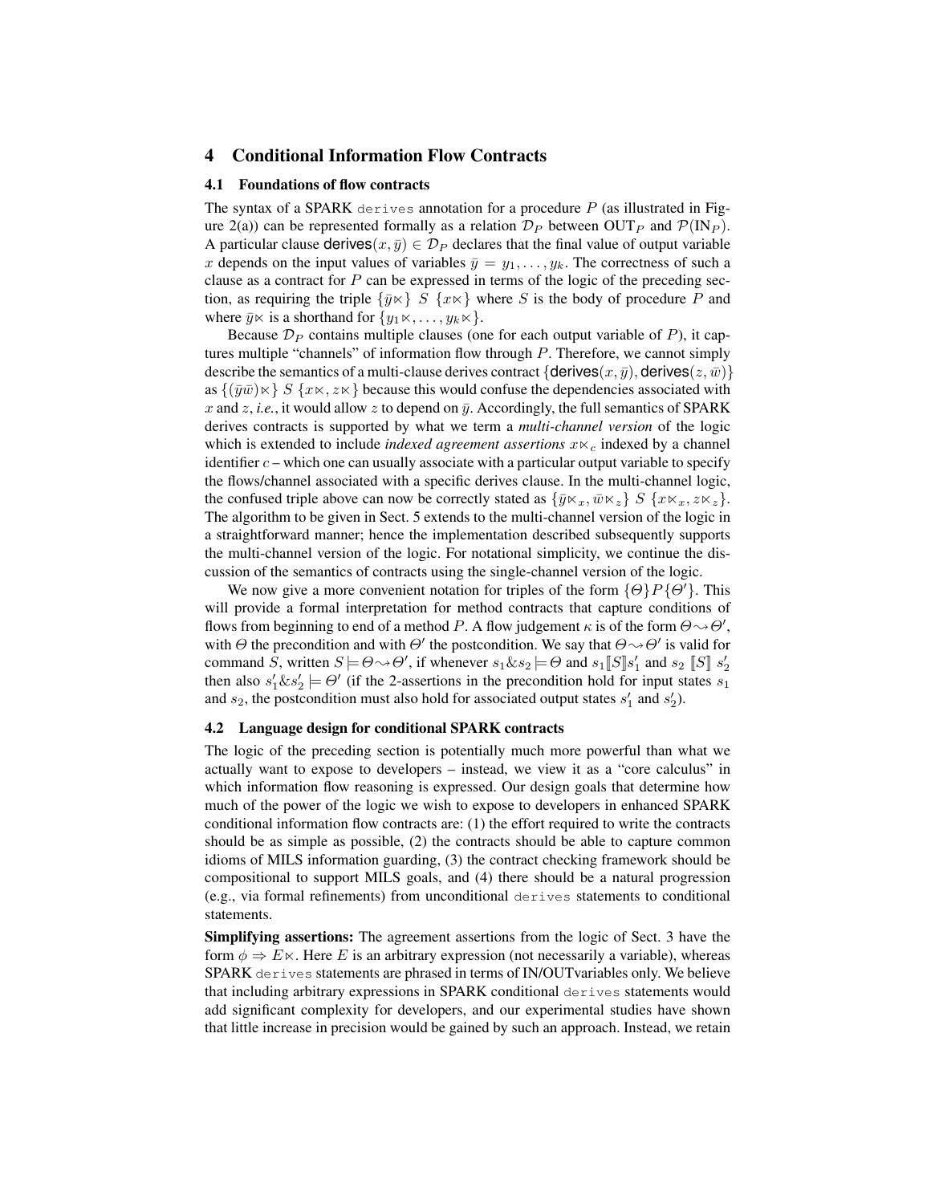## 4 Conditional Information Flow Contracts

### 4.1 Foundations of flow contracts

The syntax of a SPARK `derives` annotation for a procedure $P$ (as illustrated in Figure 2(a)) can be represented formally as a relation $\mathcal{D}_P$ between $\text{OUT}_P$ and $\mathcal{P}(\text{IN}_P)$. A particular clause $\mathsf{derives}(x, \bar{y}) \in \mathcal{D}_P$ declares that the final value of output variable $x$ depends on the input values of variables $\bar{y} = y_1, \ldots, y_k$. The correctness of such a clause as a contract for $P$ can be expressed in terms of the logic of the preceding section, as requiring the triple $\{\bar{y}\ltimes\}\ S\ \{x\ltimes\}$ where $S$ is the body of procedure $P$ and where $\bar{y}\ltimes$ is a shorthand for $\{y_1\ltimes, \ldots, y_k\ltimes\}$.

Because $\mathcal{D}_P$ contains multiple clauses (one for each output variable of $P$), it captures multiple "channels" of information flow through $P$. Therefore, we cannot simply describe the semantics of a multi-clause derives contract $\{\mathsf{derives}(x, \bar{y}), \mathsf{derives}(z, \bar{w})\}$ as $\{(\bar{y}\bar{w})\ltimes\}\ S\ \{x\ltimes, z\ltimes\}$ because this would confuse the dependencies associated with $x$ and $z$, *i.e.*, it would allow $z$ to depend on $\bar{y}$. Accordingly, the full semantics of SPARK derives contracts is supported by what we term a *multi-channel version* of the logic which is extended to include *indexed agreement assertions* $x\ltimes_c$ indexed by a channel identifier $c$ – which one can usually associate with a particular output variable to specify the flows/channel associated with a specific derives clause. In the multi-channel logic, the confused triple above can now be correctly stated as $\{\bar{y}\ltimes_x, \bar{w}\ltimes_z\}\ S\ \{x\ltimes_x, z\ltimes_z\}$. The algorithm to be given in Sect. 5 extends to the multi-channel version of the logic in a straightforward manner; hence the implementation described subsequently supports the multi-channel version of the logic. For notational simplicity, we continue the discussion of the semantics of contracts using the single-channel version of the logic.

We now give a more convenient notation for triples of the form $\{\Theta\}P\{\Theta'\}$. This will provide a formal interpretation for method contracts that capture conditions of flows from beginning to end of a method $P$. A flow judgement $\kappa$ is of the form $\Theta \rightsquigarrow \Theta'$, with $\Theta$ the precondition and with $\Theta'$ the postcondition. We say that $\Theta \rightsquigarrow \Theta'$ is valid for command $S$, written $S \models \Theta \rightsquigarrow \Theta'$, if whenever $s_1 \& s_2 \models \Theta$ and $s_1[\![S]\!]s_1'$ and $s_2\ [\![S]\!]\ s_2'$ then also $s_1' \& s_2' \models \Theta'$ (if the 2-assertions in the precondition hold for input states $s_1$ and $s_2$, the postcondition must also hold for associated output states $s_1'$ and $s_2'$).

### 4.2 Language design for conditional SPARK contracts

The logic of the preceding section is potentially much more powerful than what we actually want to expose to developers – instead, we view it as a "core calculus" in which information flow reasoning is expressed. Our design goals that determine how much of the power of the logic we wish to expose to developers in enhanced SPARK conditional information flow contracts are: (1) the effort required to write the contracts should be as simple as possible, (2) the contracts should be able to capture common idioms of MILS information guarding, (3) the contract checking framework should be compositional to support MILS goals, and (4) there should be a natural progression (e.g., via formal refinements) from unconditional `derives` statements to conditional statements.

**Simplifying assertions:** The agreement assertions from the logic of Sect. 3 have the form $\phi \Rightarrow E\ltimes$. Here $E$ is an arbitrary expression (not necessarily a variable), whereas SPARK `derives` statements are phrased in terms of IN/OUTvariables only. We believe that including arbitrary expressions in SPARK conditional `derives` statements would add significant complexity for developers, and our experimental studies have shown that little increase in precision would be gained by such an approach. Instead, we retain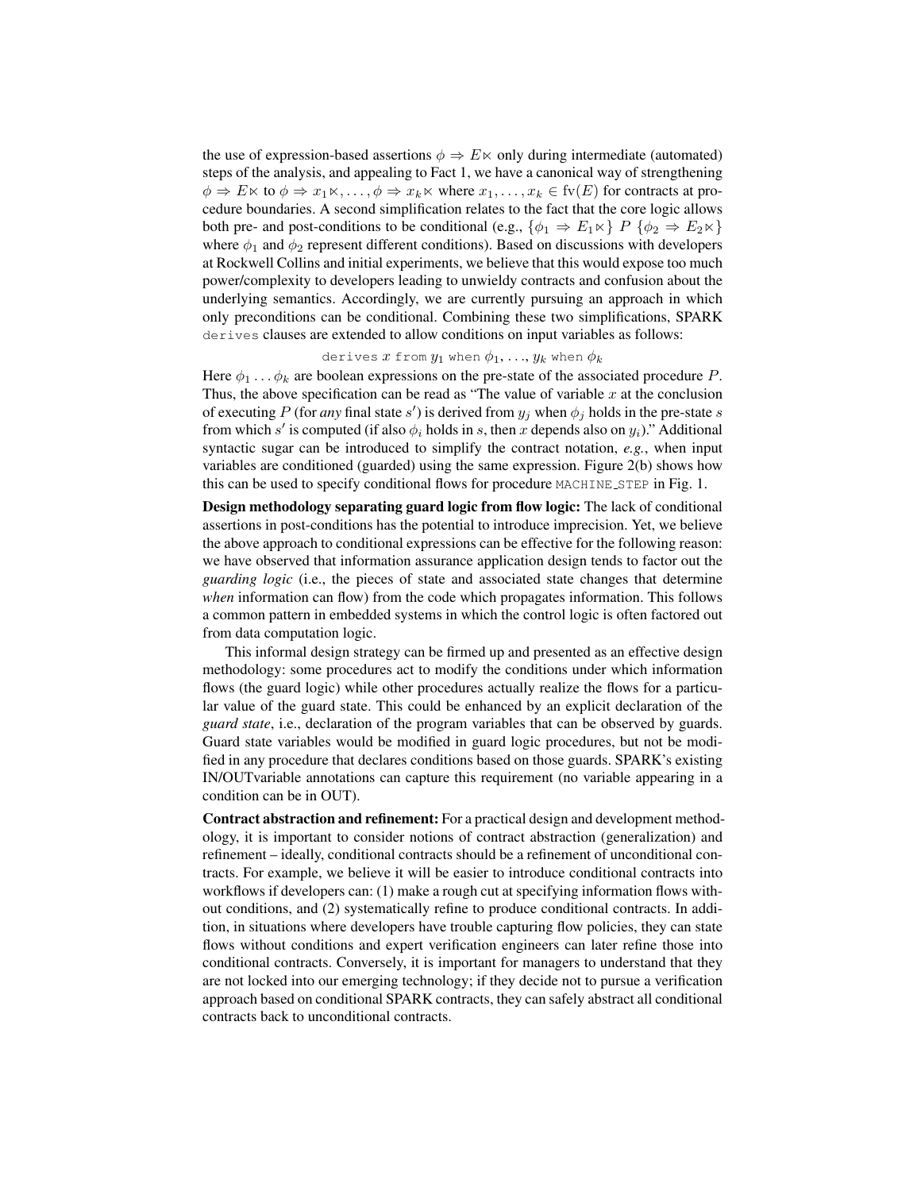the use of expression-based assertions $\phi \Rightarrow E\ltimes$ only during intermediate (automated) steps of the analysis, and appealing to Fact 1, we have a canonical way of strengthening $\phi \Rightarrow E\ltimes$ to $\phi \Rightarrow x_1\ltimes, \ldots, \phi \Rightarrow x_k\ltimes$ where $x_1, \ldots, x_k \in \text{fv}(E)$ for contracts at procedure boundaries. A second simplification relates to the fact that the core logic allows both pre- and post-conditions to be conditional (e.g., $\{\phi_1 \Rightarrow E_1\ltimes\}\ P\ \{\phi_2 \Rightarrow E_2\ltimes\}$ where $\phi_1$ and $\phi_2$ represent different conditions). Based on discussions with developers at Rockwell Collins and initial experiments, we believe that this would expose too much power/complexity to developers leading to unwieldy contracts and confusion about the underlying semantics. Accordingly, we are currently pursuing an approach in which only preconditions can be conditional. Combining these two simplifications, SPARK `derives` clauses are extended to allow conditions on input variables as follows:

`derives` $x$ `from` $y_1$ `when` $\phi_1, \ldots, y_k$ `when` $\phi_k$

Here $\phi_1 \ldots \phi_k$ are boolean expressions on the pre-state of the associated procedure $P$. Thus, the above specification can be read as "The value of variable $x$ at the conclusion of executing $P$ (for *any* final state $s'$) is derived from $y_j$ when $\phi_j$ holds in the pre-state $s$ from which $s'$ is computed (if also $\phi_i$ holds in $s$, then $x$ depends also on $y_i$)." Additional syntactic sugar can be introduced to simplify the contract notation, *e.g.*, when input variables are conditioned (guarded) using the same expression. Figure 2(b) shows how this can be used to specify conditional flows for procedure `MACHINE_STEP` in Fig. 1.

**Design methodology separating guard logic from flow logic:** The lack of conditional assertions in post-conditions has the potential to introduce imprecision. Yet, we believe the above approach to conditional expressions can be effective for the following reason: we have observed that information assurance application design tends to factor out the *guarding logic* (i.e., the pieces of state and associated state changes that determine *when* information can flow) from the code which propagates information. This follows a common pattern in embedded systems in which the control logic is often factored out from data computation logic.

This informal design strategy can be firmed up and presented as an effective design methodology: some procedures act to modify the conditions under which information flows (the guard logic) while other procedures actually realize the flows for a particular value of the guard state. This could be enhanced by an explicit declaration of the *guard state*, i.e., declaration of the program variables that can be observed by guards. Guard state variables would be modified in guard logic procedures, but not be modified in any procedure that declares conditions based on those guards. SPARK's existing IN/OUTvariable annotations can capture this requirement (no variable appearing in a condition can be in OUT).

**Contract abstraction and refinement:** For a practical design and development methodology, it is important to consider notions of contract abstraction (generalization) and refinement – ideally, conditional contracts should be a refinement of unconditional contracts. For example, we believe it will be easier to introduce conditional contracts into workflows if developers can: (1) make a rough cut at specifying information flows without conditions, and (2) systematically refine to produce conditional contracts. In addition, in situations where developers have trouble capturing flow policies, they can state flows without conditions and expert verification engineers can later refine those into conditional contracts. Conversely, it is important for managers to understand that they are not locked into our emerging technology; if they decide not to pursue a verification approach based on conditional SPARK contracts, they can safely abstract all conditional contracts back to unconditional contracts.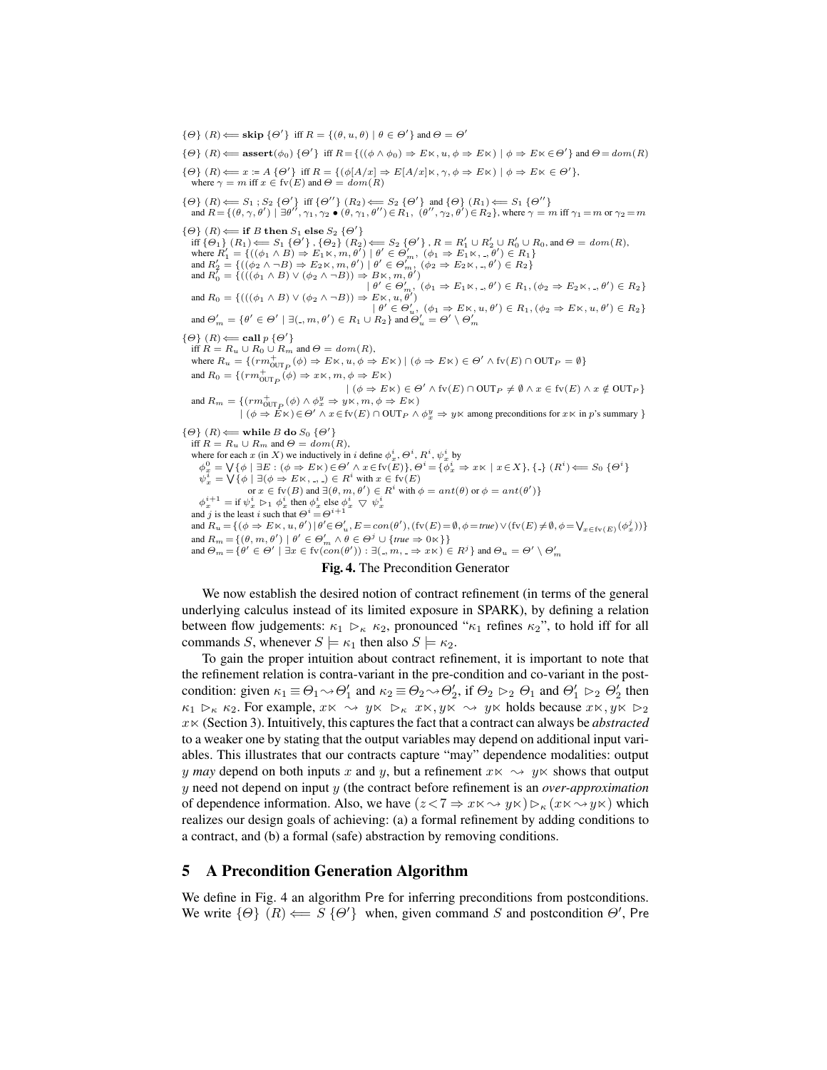$\{\Theta\}\ (R) \Longleftarrow \mathbf{skip}\ \{\Theta'\}$ iff $R = \{(\theta, u, \theta) \mid \theta \in \Theta'\}$ and $\Theta = \Theta'$

$\{\Theta\}\ (R) \Longleftarrow \mathbf{assert}(\phi_0)\ \{\Theta'\}$ iff $R = \{((\phi \wedge \phi_0) \Rightarrow E\ltimes, u, \phi \Rightarrow E\ltimes) \mid \phi \Rightarrow E\ltimes \in \Theta'\}$ and $\Theta = dom(R)$

$\{\Theta\}\ (R) \Longleftarrow x := A\ \{\Theta'\}$ iff $R = \{(\phi[A/x] \Rightarrow E[A/x]\ltimes, \gamma, \phi \Rightarrow E\ltimes) \mid \phi \Rightarrow E\ltimes \in \Theta'\}$, where $\gamma = m$ iff $x \in \mathrm{fv}(E)$ and $\Theta = dom(R)$

$\{\Theta\}\ (R) \Longleftarrow S_1\ ;\ S_2\ \{\Theta'\}$ iff $\{\Theta''\}\ (R_2) \Longleftarrow S_2\ \{\Theta'\}$ and $\{\Theta\}\ (R_1) \Longleftarrow S_1\ \{\Theta''\}$ and $R = \{(\theta, \gamma, \theta') \mid \exists\theta'', \gamma_1, \gamma_2 \bullet (\theta, \gamma_1, \theta'') \in R_1,\ (\theta'', \gamma_2, \theta') \in R_2\}$, where $\gamma = m$ iff $\gamma_1 = m$ or $\gamma_2 = m$

$\{\Theta\}\ (R) \Longleftarrow \mathbf{if}\ B\ \mathbf{then}\ S_1\ \mathbf{else}\ S_2\ \{\Theta'\}$
iff $\{\Theta_1\}\ (R_1) \Longleftarrow S_1\ \{\Theta'\}$, $\{\Theta_2\}\ (R_2) \Longleftarrow S_2\ \{\Theta'\}$, $R = R_1' \cup R_2' \cup R_0' \cup R_0$, and $\Theta = dom(R)$,
where $R_1' = \{((\phi_1 \wedge B) \Rightarrow E_1\ltimes, m, \theta') \mid \theta' \in \Theta_m',\ (\phi_1 \Rightarrow E_1\ltimes, \_, \theta') \in R_1\}$
and $R_2' = \{((\phi_2 \wedge \neg B) \Rightarrow E_2\ltimes, m, \theta') \mid \theta' \in \Theta_m',\ (\phi_2 \Rightarrow E_2\ltimes, \_, \theta') \in R_2\}$
and $R_0' = \{(((\phi_1 \wedge B) \vee (\phi_2 \wedge \neg B)) \Rightarrow B\ltimes, m, \theta') \mid \theta' \in \Theta_m',\ (\phi_1 \Rightarrow E_1\ltimes, \_, \theta') \in R_1, (\phi_2 \Rightarrow E_2\ltimes, \_, \theta') \in R_2\}$
and $R_0 = \{(((\phi_1 \wedge B) \vee (\phi_2 \wedge \neg B)) \Rightarrow E\ltimes, u, \theta') \mid \theta' \in \Theta_u',\ (\phi_1 \Rightarrow E\ltimes, u, \theta') \in R_1, (\phi_2 \Rightarrow E\ltimes, u, \theta') \in R_2\}$
and $\Theta_m' = \{\theta' \in \Theta' \mid \exists(\_, m, \theta') \in R_1 \cup R_2\}$ and $\Theta_u' = \Theta' \setminus \Theta_m'$

$\{\Theta\}\ (R) \Longleftarrow \mathbf{call}\ p\ \{\Theta'\}$
iff $R = R_u \cup R_0 \cup R_m$ and $\Theta = dom(R)$,
where $R_u = \{(rm^+_{\mathrm{OUT}_P}(\phi) \Rightarrow E\ltimes, u, \phi \Rightarrow E\ltimes) \mid (\phi \Rightarrow E\ltimes) \in \Theta' \wedge \mathrm{fv}(E) \cap \mathrm{OUT}_P = \emptyset\}$
and $R_0 = \{(rm^+_{\mathrm{OUT}_P}(\phi) \Rightarrow x\ltimes, m, \phi \Rightarrow E\ltimes) \mid (\phi \Rightarrow E\ltimes) \in \Theta' \wedge \mathrm{fv}(E) \cap \mathrm{OUT}_P \neq \emptyset \wedge x \in \mathrm{fv}(E) \wedge x \notin \mathrm{OUT}_P\}$
and $R_m = \{(rm^+_{\mathrm{OUT}_P}(\phi) \wedge \phi^y_x \Rightarrow y\ltimes, m, \phi \Rightarrow E\ltimes) \mid (\phi \Rightarrow E\ltimes) \in \Theta' \wedge x \in \mathrm{fv}(E) \cap \mathrm{OUT}_P \wedge \phi^y_x \Rightarrow y\ltimes$ among preconditions for $x\ltimes$ in $p$'s summary $\}$

$\{\Theta\}\ (R) \Longleftarrow \mathbf{while}\ B\ \mathbf{do}\ S_0\ \{\Theta'\}$
iff $R = R_u \cup R_m$ and $\Theta = dom(R)$,
where for each $x$ (in $X$) we inductively in $i$ define $\phi^i_x, \Theta^i, R^i, \psi^i_x$ by
$\phi^0_x = \bigvee\{\phi \mid \exists E : (\phi \Rightarrow E\ltimes) \in \Theta' \wedge x \in \mathrm{fv}(E)\}$, $\Theta^i = \{\phi^i_x \Rightarrow x\ltimes \mid x \in X\}$, $\{\_\}\ (R^i) \Longleftarrow S_0\ \{\Theta^i\}$
$\psi^i_x = \bigvee\{\phi \mid \exists(\phi \Rightarrow E\ltimes, \_, \_) \in R^i$ with $x \in \mathrm{fv}(E)$ or $x \in \mathrm{fv}(B)$ and $\exists(\theta, m, \theta') \in R^i$ with $\phi = ant(\theta)$ or $\phi = ant(\theta')\}$
$\phi^{i+1}_x =$ if $\psi^i_x \rhd_1 \phi^i_x$ then $\phi^i_x$ else $\phi^i_x\ \triangledown\ \psi^i_x$
and $j$ is the least $i$ such that $\Theta^i = \Theta^{i+1}$
and $R_u = \{(\phi \Rightarrow E\ltimes, u, \theta') \mid \theta' \in \Theta_u', E = con(\theta'), (\mathrm{fv}(E) = \emptyset, \phi = \mathit{true}) \vee (\mathrm{fv}(E) \neq \emptyset, \phi = \bigvee_{x \in \mathrm{fv}(E)}(\phi^j_x))\}$
and $R_m = \{(\theta, m, \theta') \mid \theta' \in \Theta_m' \wedge \theta \in \Theta^j \cup \{\mathit{true} \Rightarrow 0\ltimes\}\}$
and $\Theta_m = \{\theta' \in \Theta' \mid \exists x \in \mathrm{fv}(con(\theta')) : \exists(\_, m, \_ \Rightarrow x\ltimes) \in R^j\}$ and $\Theta_u = \Theta' \setminus \Theta_m'$

**Fig. 4.** The Precondition Generator

We now establish the desired notion of contract refinement (in terms of the general underlying calculus instead of its limited exposure in SPARK), by defining a relation between flow judgements: $\kappa_1 \rhd_\kappa \kappa_2$, pronounced "$\kappa_1$ refines $\kappa_2$", to hold iff for all commands $S$, whenever $S \models \kappa_1$ then also $S \models \kappa_2$.

To gain the proper intuition about contract refinement, it is important to note that the refinement relation is contra-variant in the pre-condition and co-variant in the post-condition: given $\kappa_1 \equiv \Theta_1 \rightsquigarrow \Theta_1'$ and $\kappa_2 \equiv \Theta_2 \rightsquigarrow \Theta_2'$, if $\Theta_2 \rhd_2 \Theta_1$ and $\Theta_1' \rhd_2 \Theta_2'$ then $\kappa_1 \rhd_\kappa \kappa_2$. For example, $x\ltimes \rightsquigarrow y\ltimes \rhd_\kappa x\ltimes, y\ltimes \rightsquigarrow y\ltimes$ holds because $x\ltimes, y\ltimes \rhd_2 x\ltimes$ (Section 3). Intuitively, this captures the fact that a contract can always be *abstracted* to a weaker one by stating that the output variables may depend on additional input variables. This illustrates that our contracts capture "may" dependence modalities: output $y$ *may* depend on both inputs $x$ and $y$, but a refinement $x\ltimes \rightsquigarrow y\ltimes$ shows that output $y$ need not depend on input $y$ (the contract before refinement is an *over-approximation* of dependence information. Also, we have $(z < 7 \Rightarrow x\ltimes \rightsquigarrow y\ltimes) \rhd_\kappa (x\ltimes \rightsquigarrow y\ltimes)$ which realizes our design goals of achieving: (a) a formal refinement by adding conditions to a contract, and (b) a formal (safe) abstraction by removing conditions.

## 5 A Precondition Generation Algorithm

We define in Fig. 4 an algorithm Pre for inferring preconditions from postconditions. We write $\{\Theta\}\ (R) \Longleftarrow S\ \{\Theta'\}$ when, given command $S$ and postcondition $\Theta'$, Pre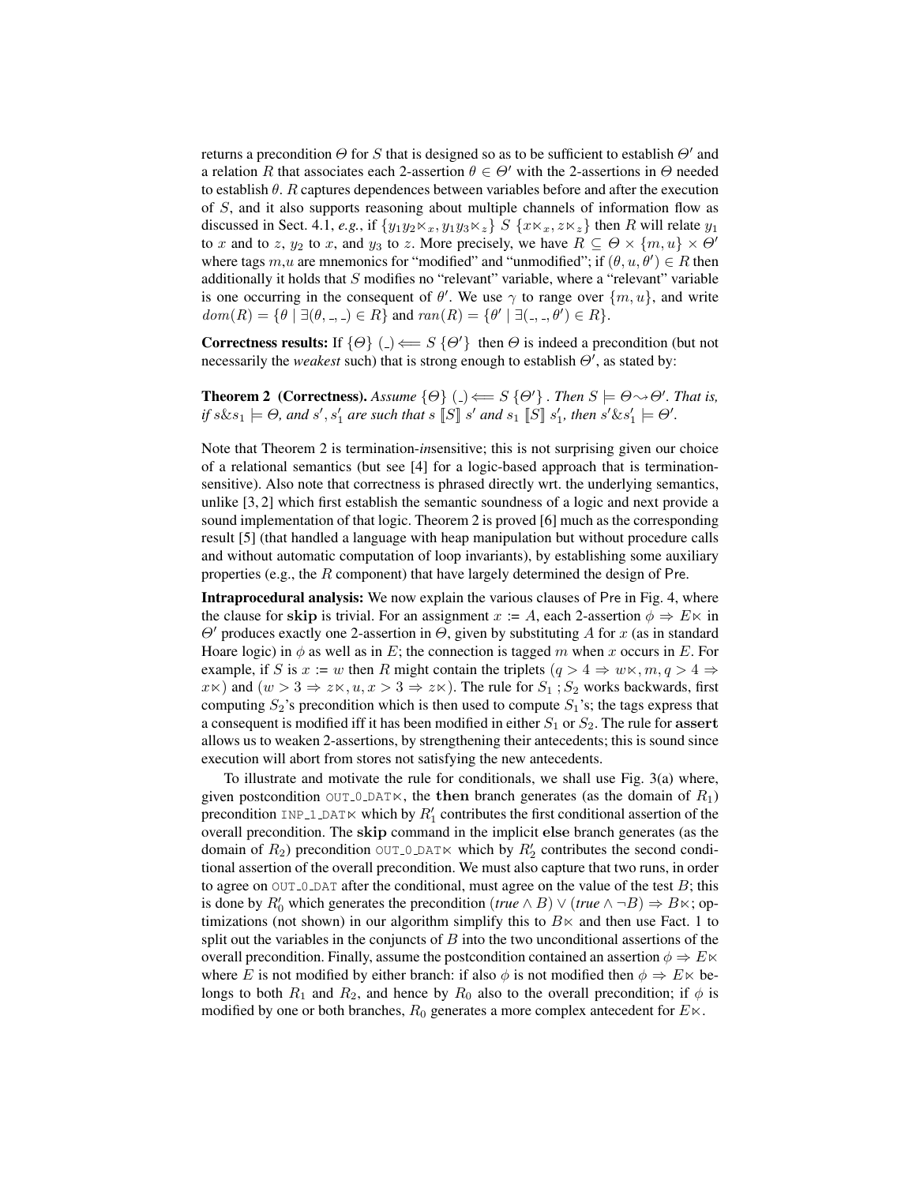returns a precondition $\Theta$ for $S$ that is designed so as to be sufficient to establish $\Theta'$ and a relation $R$ that associates each 2-assertion $\theta \in \Theta'$ with the 2-assertions in $\Theta$ needed to establish $\theta$. $R$ captures dependences between variables before and after the execution of $S$, and it also supports reasoning about multiple channels of information flow as discussed in Sect. 4.1, *e.g.*, if $\{y_1 y_2 \ltimes_x, y_1 y_3 \ltimes_z\}$ $S$ $\{x\ltimes_x, z\ltimes_z\}$ then $R$ will relate $y_1$ to $x$ and to $z$, $y_2$ to $x$, and $y_3$ to $z$. More precisely, we have $R \subseteq \Theta \times \{m, u\} \times \Theta'$ where tags $m$,$u$ are mnemonics for "modified" and "unmodified"; if $(\theta, u, \theta') \in R$ then additionally it holds that $S$ modifies no "relevant" variable, where a "relevant" variable is one occurring in the consequent of $\theta'$. We use $\gamma$ to range over $\{m, u\}$, and write $dom(R) = \{\theta \mid \exists(\theta, \_, \_) \in R\}$ and $ran(R) = \{\theta' \mid \exists(\_, \_, \theta') \in R\}$.

**Correctness results:** If $\{\Theta\}$ $(\_) \Longleftarrow S$ $\{\Theta'\}$ then $\Theta$ is indeed a precondition (but not necessarily the *weakest* such) that is strong enough to establish $\Theta'$, as stated by:

**Theorem 2 (Correctness).** *Assume* $\{\Theta\}$ $(\_) \Longleftarrow S$ $\{\Theta'\}$ *. Then* $S \models \Theta \rightsquigarrow \Theta'$*. That is, if* $s\&s_1 \models \Theta$*, and* $s', s'_1$ *are such that* $s$ $[\![S]\!]$ $s'$ *and* $s_1$ $[\![S]\!]$ $s'_1$*, then* $s'\&s'_1 \models \Theta'$*.*

Note that Theorem 2 is termination-*in*sensitive; this is not surprising given our choice of a relational semantics (but see [4] for a logic-based approach that is termination-sensitive). Also note that correctness is phrased directly wrt. the underlying semantics, unlike [3, 2] which first establish the semantic soundness of a logic and next provide a sound implementation of that logic. Theorem 2 is proved [6] much as the corresponding result [5] (that handled a language with heap manipulation but without procedure calls and without automatic computation of loop invariants), by establishing some auxiliary properties (e.g., the $R$ component) that have largely determined the design of Pre.

**Intraprocedural analysis:** We now explain the various clauses of Pre in Fig. 4, where the clause for **skip** is trivial. For an assignment $x := A$, each 2-assertion $\phi \Rightarrow E\ltimes$ in $\Theta'$ produces exactly one 2-assertion in $\Theta$, given by substituting $A$ for $x$ (as in standard Hoare logic) in $\phi$ as well as in $E$; the connection is tagged $m$ when $x$ occurs in $E$. For example, if $S$ is $x := w$ then $R$ might contain the triplets $(q > 4 \Rightarrow w\ltimes, m, q > 4 \Rightarrow x\ltimes)$ and $(w > 3 \Rightarrow z\ltimes, u, x > 3 \Rightarrow z\ltimes)$. The rule for $S_1 ; S_2$ works backwards, first computing $S_2$'s precondition which is then used to compute $S_1$'s; the tags express that a consequent is modified iff it has been modified in either $S_1$ or $S_2$. The rule for **assert** allows us to weaken 2-assertions, by strengthening their antecedents; this is sound since execution will abort from stores not satisfying the new antecedents.

To illustrate and motivate the rule for conditionals, we shall use Fig. 3(a) where, given postcondition OUT_0_DAT$\ltimes$, the **then** branch generates (as the domain of $R_1$) precondition INP_1_DAT$\ltimes$ which by $R'_1$ contributes the first conditional assertion of the overall precondition. The **skip** command in the implicit **else** branch generates (as the domain of $R_2$) precondition OUT_0_DAT$\ltimes$ which by $R'_2$ contributes the second conditional assertion of the overall precondition. We must also capture that two runs, in order to agree on OUT_0_DAT after the conditional, must agree on the value of the test $B$; this is done by $R'_0$ which generates the precondition $(\mathit{true} \wedge B) \vee (\mathit{true} \wedge \neg B) \Rightarrow B\ltimes$; optimizations (not shown) in our algorithm simplify this to $B\ltimes$ and then use Fact. 1 to split out the variables in the conjuncts of $B$ into the two unconditional assertions of the overall precondition. Finally, assume the postcondition contained an assertion $\phi \Rightarrow E\ltimes$ where $E$ is not modified by either branch: if also $\phi$ is not modified then $\phi \Rightarrow E\ltimes$ belongs to both $R_1$ and $R_2$, and hence by $R_0$ also to the overall precondition; if $\phi$ is modified by one or both branches, $R_0$ generates a more complex antecedent for $E\ltimes$.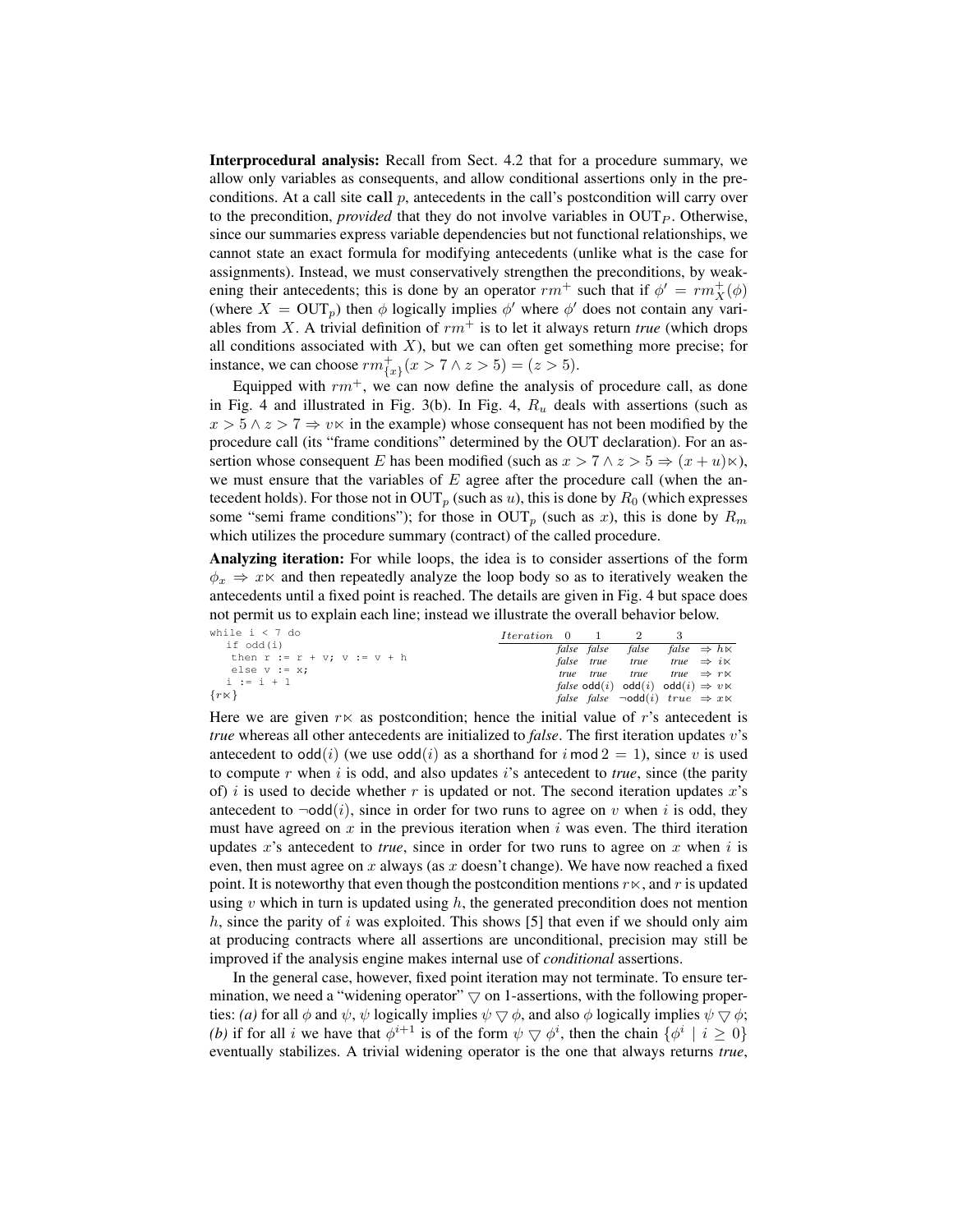**Interprocedural analysis:** Recall from Sect. 4.2 that for a procedure summary, we allow only variables as consequents, and allow conditional assertions only in the preconditions. At a call site **call** $p$, antecedents in the call's postcondition will carry over to the precondition, *provided* that they do not involve variables in $\mathrm{OUT}_P$. Otherwise, since our summaries express variable dependencies but not functional relationships, we cannot state an exact formula for modifying antecedents (unlike what is the case for assignments). Instead, we must conservatively strengthen the preconditions, by weakening their antecedents; this is done by an operator $rm^+$ such that if $\phi' = rm^+_X(\phi)$ (where $X = \mathrm{OUT}_p$) then $\phi$ logically implies $\phi'$ where $\phi'$ does not contain any variables from $X$. A trivial definition of $rm^+$ is to let it always return *true* (which drops all conditions associated with $X$), but we can often get something more precise; for instance, we can choose $rm^+_{\{x\}}(x > 7 \wedge z > 5) = (z > 5)$.

Equipped with $rm^+$, we can now define the analysis of procedure call, as done in Fig. 4 and illustrated in Fig. 3(b). In Fig. 4, $R_u$ deals with assertions (such as $x > 5 \wedge z > 7 \Rightarrow v\ltimes$ in the example) whose consequent has not been modified by the procedure call (its "frame conditions" determined by the OUT declaration). For an assertion whose consequent $E$ has been modified (such as $x > 7 \wedge z > 5 \Rightarrow (x+u)\ltimes$), we must ensure that the variables of $E$ agree after the procedure call (when the antecedent holds). For those not in $\mathrm{OUT}_p$ (such as $u$), this is done by $R_0$ (which expresses some "semi frame conditions"); for those in $\mathrm{OUT}_p$ (such as $x$), this is done by $R_m$ which utilizes the procedure summary (contract) of the called procedure.

**Analyzing iteration:** For while loops, the idea is to consider assertions of the form $\phi_x \Rightarrow x\ltimes$ and then repeatedly analyze the loop body so as to iteratively weaken the antecedents until a fixed point is reached. The details are given in Fig. 4 but space does not permit us to explain each line; instead we illustrate the overall behavior below.

```
while i < 7 do
  if odd(i)
   then r := r + v; v := v + h
   else v := x;
  i := i + 1
{r⋉}
```

| *Iteration* | 0 | 1 | 2 | 3 | |
|---|---|---|---|---|---|
| | *false* | *false* | *false* | *false* | $\Rightarrow h\ltimes$ |
| | *false* | *true* | *true* | *true* | $\Rightarrow i\ltimes$ |
| | *true* | *true* | *true* | *true* | $\Rightarrow r\ltimes$ |
| | *false* | $\mathsf{odd}(i)$ | $\mathsf{odd}(i)$ | $\mathsf{odd}(i)$ | $\Rightarrow v\ltimes$ |
| | *false* | *false* | $\neg\mathsf{odd}(i)$ | *true* | $\Rightarrow x\ltimes$ |

Here we are given $r\ltimes$ as postcondition; hence the initial value of $r$'s antecedent is *true* whereas all other antecedents are initialized to *false*. The first iteration updates $v$'s antecedent to $\mathsf{odd}(i)$ (we use $\mathsf{odd}(i)$ as a shorthand for $i \bmod 2 = 1$), since $v$ is used to compute $r$ when $i$ is odd, and also updates $i$'s antecedent to *true*, since (the parity of) $i$ is used to decide whether $r$ is updated or not. The second iteration updates $x$'s antecedent to $\neg\mathsf{odd}(i)$, since in order for two runs to agree on $v$ when $i$ is odd, they must have agreed on $x$ in the previous iteration when $i$ was even. The third iteration updates $x$'s antecedent to *true*, since in order for two runs to agree on $x$ when $i$ is even, then must agree on $x$ always (as $x$ doesn't change). We have now reached a fixed point. It is noteworthy that even though the postcondition mentions $r\ltimes$, and $r$ is updated using $v$ which in turn is updated using $h$, the generated precondition does not mention $h$, since the parity of $i$ was exploited. This shows [5] that even if we should only aim at producing contracts where all assertions are unconditional, precision may still be improved if the analysis engine makes internal use of *conditional* assertions.

In the general case, however, fixed point iteration may not terminate. To ensure termination, we need a "widening operator" $\triangledown$ on 1-assertions, with the following properties: *(a)* for all $\phi$ and $\psi$, $\psi$ logically implies $\psi \triangledown \phi$, and also $\phi$ logically implies $\psi \triangledown \phi$; *(b)* if for all $i$ we have that $\phi^{i+1}$ is of the form $\psi \triangledown \phi^i$, then the chain $\{\phi^i \mid i \geq 0\}$ eventually stabilizes. A trivial widening operator is the one that always returns *true*,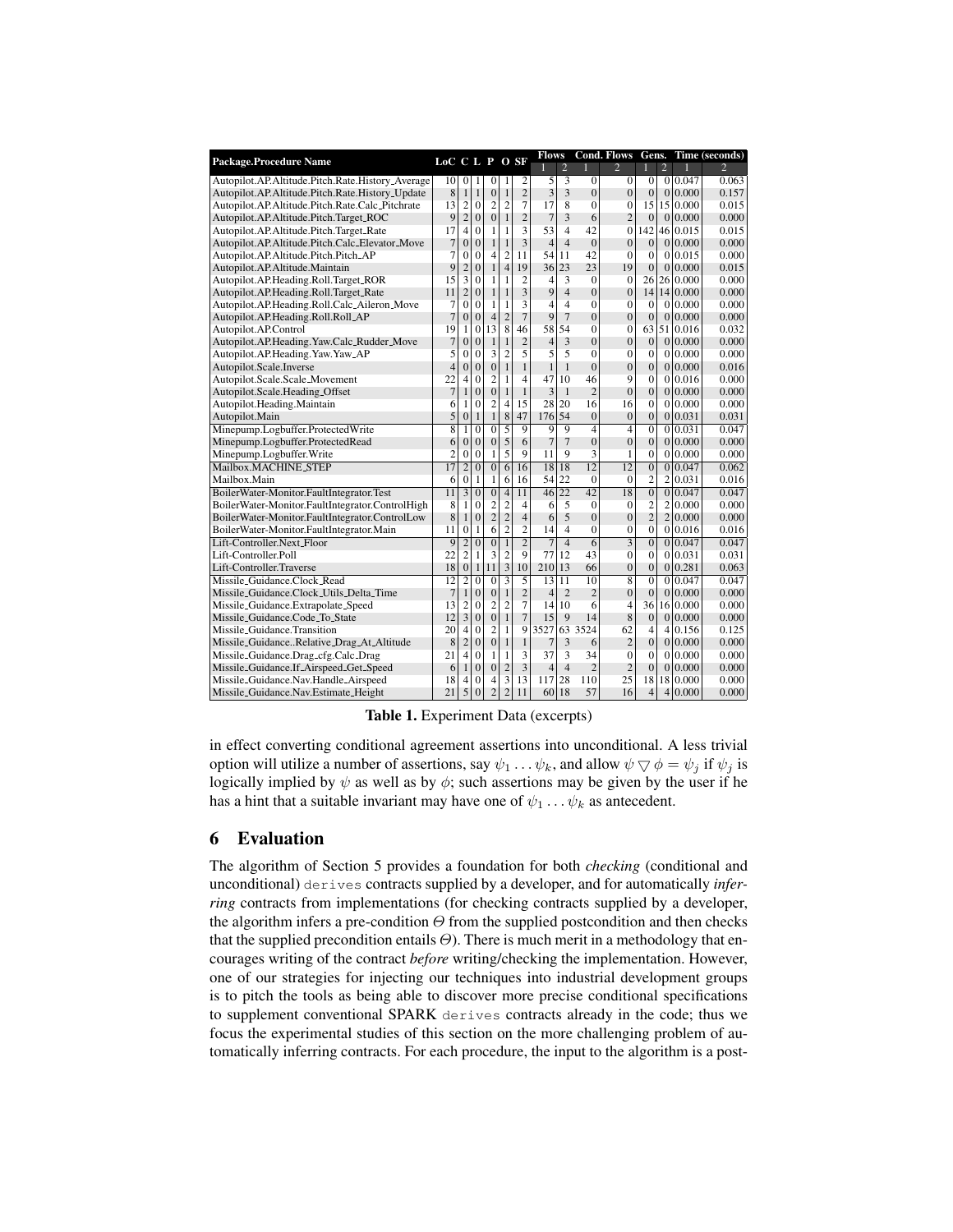| Package.Procedure Name | LoC | C | L | P | O | SF | Flows | | Cond. Flows | | Gens. | | Time (seconds) | |
|---|---|---|---|---|---|---|---|---|---|---|---|---|---|---|
| | | | | | | | 1 | 2 | 1 | 2 | 1 | 2 | 1 | 2 |
| Autopilot.AP.Altitude.Pitch.Rate.History_Average | 10 | 0 | 1 | 0 | 1 | 2 | 5 | 3 | 0 | 0 | 0 | 0 | 0.047 | 0.063 |
| Autopilot.AP.Altitude.Pitch.Rate.History_Update | 8 | 1 | 1 | 0 | 1 | 2 | 3 | 3 | 0 | 0 | 0 | 0 | 0.000 | 0.157 |
| Autopilot.AP.Altitude.Pitch.Rate.Calc_Pitchrate | 13 | 2 | 0 | 2 | 2 | 7 | 17 | 8 | 0 | 0 | 15 | 15 | 0.000 | 0.015 |
| Autopilot.AP.Altitude.Pitch.Target_ROC | 9 | 2 | 0 | 0 | 1 | 2 | 7 | 3 | 6 | 2 | 0 | 0 | 0.000 | 0.000 |
| Autopilot.AP.Altitude.Pitch.Target_Rate | 17 | 4 | 0 | 1 | 1 | 3 | 53 | 4 | 42 | 0 | 142 | 46 | 0.015 | 0.015 |
| Autopilot.AP.Altitude.Pitch.Calc_Elevator_Move | 7 | 0 | 0 | 1 | 1 | 3 | 4 | 4 | 0 | 0 | 0 | 0 | 0.000 | 0.000 |
| Autopilot.AP.Altitude.Pitch.Pitch_AP | 7 | 0 | 0 | 4 | 2 | 11 | 54 | 11 | 42 | 0 | 0 | 0 | 0.015 | 0.000 |
| Autopilot.AP.Altitude.Maintain | 9 | 2 | 0 | 1 | 4 | 19 | 36 | 23 | 23 | 19 | 0 | 0 | 0.000 | 0.015 |
| Autopilot.AP.Heading.Roll.Target_ROR | 15 | 3 | 0 | 1 | 1 | 2 | 4 | 3 | 0 | 0 | 26 | 26 | 0.000 | 0.000 |
| Autopilot.AP.Heading.Roll.Target_Rate | 11 | 2 | 0 | 1 | 1 | 3 | 9 | 4 | 0 | 0 | 14 | 14 | 0.000 | 0.000 |
| Autopilot.AP.Heading.Roll.Calc_Aileron_Move | 7 | 0 | 0 | 1 | 1 | 3 | 4 | 4 | 0 | 0 | 0 | 0 | 0.000 | 0.000 |
| Autopilot.AP.Heading.Roll.Roll_AP | 7 | 0 | 0 | 4 | 2 | 7 | 9 | 7 | 0 | 0 | 0 | 0 | 0.000 | 0.000 |
| Autopilot.AP.Control | 19 | 1 | 0 | 13 | 8 | 46 | 58 | 54 | 0 | 0 | 63 | 51 | 0.016 | 0.032 |
| Autopilot.AP.Heading.Yaw.Calc_Rudder_Move | 7 | 0 | 0 | 1 | 1 | 2 | 4 | 3 | 0 | 0 | 0 | 0 | 0.000 | 0.000 |
| Autopilot.AP.Heading.Yaw.Yaw_AP | 5 | 0 | 0 | 3 | 2 | 5 | 5 | 5 | 0 | 0 | 0 | 0 | 0.000 | 0.000 |
| Autopilot.Scale.Inverse | 4 | 0 | 0 | 0 | 1 | 1 | 1 | 1 | 0 | 0 | 0 | 0 | 0.000 | 0.016 |
| Autopilot.Scale.Scale_Movement | 22 | 4 | 0 | 2 | 1 | 4 | 47 | 10 | 46 | 9 | 0 | 0 | 0.016 | 0.000 |
| Autopilot.Scale.Heading_Offset | 7 | 1 | 0 | 0 | 1 | 1 | 3 | 1 | 2 | 0 | 0 | 0 | 0.000 | 0.000 |
| Autopilot.Heading.Maintain | 6 | 1 | 0 | 2 | 4 | 15 | 28 | 20 | 16 | 16 | 0 | 0 | 0.000 | 0.000 |
| Autopilot.Main | 5 | 0 | 1 | 1 | 8 | 47 | 176 | 54 | 0 | 0 | 0 | 0 | 0.031 | 0.031 |
| Minepump.Logbuffer.ProtectedWrite | 8 | 1 | 0 | 0 | 5 | 9 | 9 | 9 | 4 | 4 | 0 | 0 | 0.031 | 0.047 |
| Minepump.Logbuffer.ProtectedRead | 6 | 0 | 0 | 0 | 5 | 6 | 7 | 7 | 0 | 0 | 0 | 0 | 0.000 | 0.000 |
| Minepump.Logbuffer.Write | 2 | 0 | 0 | 1 | 5 | 9 | 11 | 9 | 3 | 1 | 0 | 0 | 0.000 | 0.000 |
| Mailbox.MACHINE_STEP | 17 | 2 | 0 | 0 | 6 | 16 | 18 | 18 | 12 | 12 | 0 | 0 | 0.047 | 0.062 |
| Mailbox.Main | 6 | 0 | 1 | 1 | 6 | 16 | 54 | 22 | 0 | 0 | 2 | 2 | 0.031 | 0.016 |
| BoilerWater-Monitor.FaultIntegrator.Test | 11 | 3 | 0 | 0 | 4 | 11 | 46 | 22 | 42 | 18 | 0 | 0 | 0.047 | 0.047 |
| BoilerWater-Monitor.FaultIntegrator.ControlHigh | 8 | 1 | 0 | 2 | 2 | 4 | 6 | 5 | 0 | 0 | 2 | 2 | 0.000 | 0.000 |
| BoilerWater-Monitor.FaultIntegrator.ControlLow | 8 | 1 | 0 | 2 | 2 | 4 | 6 | 5 | 0 | 0 | 2 | 2 | 0.000 | 0.000 |
| BoilerWater-Monitor.FaultIntegrator.Main | 11 | 0 | 1 | 6 | 2 | 2 | 14 | 4 | 0 | 0 | 0 | 0 | 0.016 | 0.016 |
| Lift-Controller.Next_Floor | 9 | 2 | 0 | 0 | 1 | 2 | 7 | 4 | 6 | 3 | 0 | 0 | 0.047 | 0.047 |
| Lift-Controller.Poll | 22 | 2 | 1 | 3 | 2 | 9 | 77 | 12 | 43 | 0 | 0 | 0 | 0.031 | 0.031 |
| Lift-Controller.Traverse | 18 | 0 | 1 | 11 | 3 | 10 | 210 | 13 | 66 | 0 | 0 | 0 | 0.281 | 0.063 |
| Missile_Guidance.Clock_Read | 12 | 2 | 0 | 0 | 3 | 5 | 13 | 11 | 10 | 8 | 0 | 0 | 0.047 | 0.047 |
| Missile_Guidance.Clock_Utils_Delta_Time | 7 | 1 | 0 | 0 | 1 | 2 | 4 | 2 | 2 | 0 | 0 | 0 | 0.000 | 0.000 |
| Missile_Guidance.Extrapolate_Speed | 13 | 2 | 0 | 2 | 2 | 7 | 14 | 10 | 6 | 4 | 36 | 16 | 0.000 | 0.000 |
| Missile_Guidance.Code_To_State | 12 | 3 | 0 | 0 | 1 | 7 | 15 | 9 | 14 | 8 | 0 | 0 | 0.000 | 0.000 |
| Missile_Guidance.Transition | 20 | 4 | 0 | 2 | 1 | 9 | 3527 | 63 | 3524 | 62 | 4 | 4 | 0.156 | 0.125 |
| Missile_Guidance..Relative_Drag_At_Altitude | 8 | 2 | 0 | 0 | 1 | 1 | 7 | 3 | 6 | 2 | 0 | 0 | 0.000 | 0.000 |
| Missile_Guidance.Drag_cfg.Calc_Drag | 21 | 4 | 0 | 1 | 1 | 3 | 37 | 3 | 34 | 0 | 0 | 0 | 0.000 | 0.000 |
| Missile_Guidance.If_Airspeed_Get_Speed | 6 | 1 | 0 | 0 | 2 | 3 | 4 | 4 | 2 | 2 | 0 | 0 | 0.000 | 0.000 |
| Missile_Guidance.Nav.Handle_Airspeed | 18 | 4 | 0 | 4 | 3 | 13 | 117 | 28 | 110 | 25 | 18 | 18 | 0.000 | 0.000 |
| Missile_Guidance.Nav.Estimate_Height | 21 | 5 | 0 | 2 | 2 | 11 | 60 | 18 | 57 | 16 | 4 | 4 | 0.000 | 0.000 |

**Table 1.** Experiment Data (excerpts)

in effect converting conditional agreement assertions into unconditional. A less trivial option will utilize a number of assertions, say $\psi_1 \ldots \psi_k$, and allow $\psi \bigtriangledown \phi = \psi_j$ if $\psi_j$ is logically implied by $\psi$ as well as by $\phi$; such assertions may be given by the user if he has a hint that a suitable invariant may have one of $\psi_1 \ldots \psi_k$ as antecedent.

## 6 Evaluation

The algorithm of Section 5 provides a foundation for both *checking* (conditional and unconditional) derives contracts supplied by a developer, and for automatically *inferring* contracts from implementations (for checking contracts supplied by a developer, the algorithm infers a pre-condition $\Theta$ from the supplied postcondition and then checks that the supplied precondition entails $\Theta$). There is much merit in a methodology that encourages writing of the contract *before* writing/checking the implementation. However, one of our strategies for injecting our techniques into industrial development groups is to pitch the tools as being able to discover more precise conditional specifications to supplement conventional SPARK derives contracts already in the code; thus we focus the experimental studies of this section on the more challenging problem of automatically inferring contracts. For each procedure, the input to the algorithm is a post-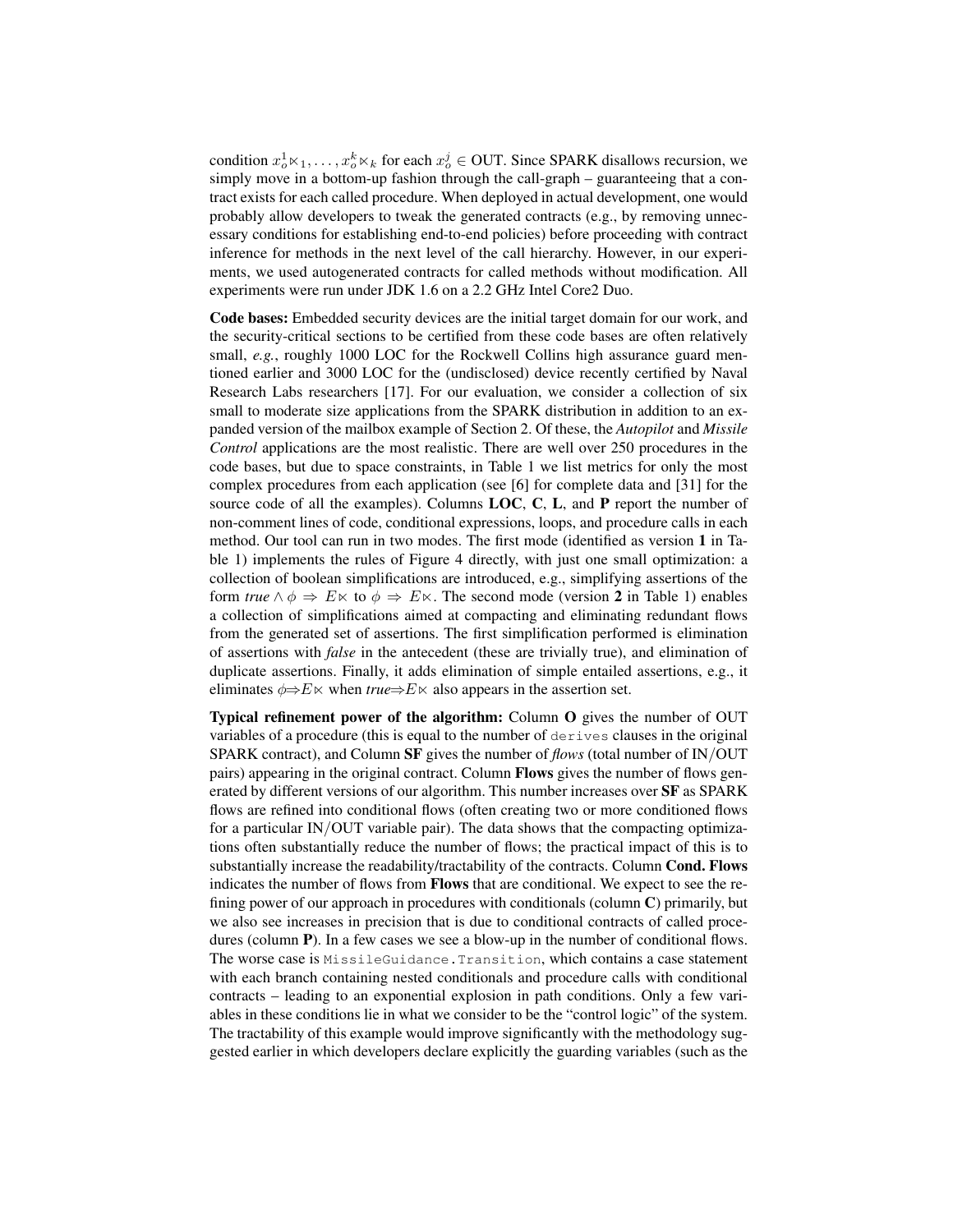condition $x_o^1 \ltimes_1, \ldots, x_o^k \ltimes_k$ for each $x_o^j \in$ OUT. Since SPARK disallows recursion, we simply move in a bottom-up fashion through the call-graph – guaranteeing that a contract exists for each called procedure. When deployed in actual development, one would probably allow developers to tweak the generated contracts (e.g., by removing unnecessary conditions for establishing end-to-end policies) before proceeding with contract inference for methods in the next level of the call hierarchy. However, in our experiments, we used autogenerated contracts for called methods without modification. All experiments were run under JDK 1.6 on a 2.2 GHz Intel Core2 Duo.

**Code bases:** Embedded security devices are the initial target domain for our work, and the security-critical sections to be certified from these code bases are often relatively small, *e.g.*, roughly 1000 LOC for the Rockwell Collins high assurance guard mentioned earlier and 3000 LOC for the (undisclosed) device recently certified by Naval Research Labs researchers [17]. For our evaluation, we consider a collection of six small to moderate size applications from the SPARK distribution in addition to an expanded version of the mailbox example of Section 2. Of these, the *Autopilot* and *Missile Control* applications are the most realistic. There are well over 250 procedures in the code bases, but due to space constraints, in Table 1 we list metrics for only the most complex procedures from each application (see [6] for complete data and [31] for the source code of all the examples). Columns **LOC**, **C**, **L**, and **P** report the number of non-comment lines of code, conditional expressions, loops, and procedure calls in each method. Our tool can run in two modes. The first mode (identified as version **1** in Table 1) implements the rules of Figure 4 directly, with just one small optimization: a collection of boolean simplifications are introduced, e.g., simplifying assertions of the form $true \wedge \phi \Rightarrow E\ltimes$ to $\phi \Rightarrow E\ltimes$. The second mode (version **2** in Table 1) enables a collection of simplifications aimed at compacting and eliminating redundant flows from the generated set of assertions. The first simplification performed is elimination of assertions with *false* in the antecedent (these are trivially true), and elimination of duplicate assertions. Finally, it adds elimination of simple entailed assertions, e.g., it eliminates $\phi \Rightarrow E\ltimes$ when $true \Rightarrow E\ltimes$ also appears in the assertion set.

**Typical refinement power of the algorithm:** Column **O** gives the number of OUT variables of a procedure (this is equal to the number of `derives` clauses in the original SPARK contract), and Column **SF** gives the number of *flows* (total number of IN/OUT pairs) appearing in the original contract. Column **Flows** gives the number of flows generated by different versions of our algorithm. This number increases over **SF** as SPARK flows are refined into conditional flows (often creating two or more conditioned flows for a particular IN/OUT variable pair). The data shows that the compacting optimizations often substantially reduce the number of flows; the practical impact of this is to substantially increase the readability/tractability of the contracts. Column **Cond. Flows** indicates the number of flows from **Flows** that are conditional. We expect to see the refining power of our approach in procedures with conditionals (column **C**) primarily, but we also see increases in precision that is due to conditional contracts of called procedures (column **P**). In a few cases we see a blow-up in the number of conditional flows. The worse case is `MissileGuidance.Transition`, which contains a case statement with each branch containing nested conditionals and procedure calls with conditional contracts – leading to an exponential explosion in path conditions. Only a few variables in these conditions lie in what we consider to be the "control logic" of the system. The tractability of this example would improve significantly with the methodology suggested earlier in which developers declare explicitly the guarding variables (such as the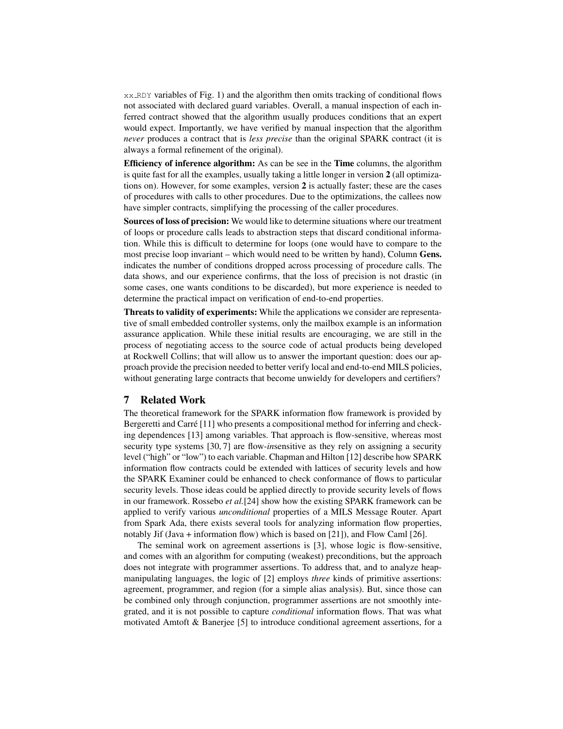xx_RDY variables of Fig. 1) and the algorithm then omits tracking of conditional flows not associated with declared guard variables. Overall, a manual inspection of each inferred contract showed that the algorithm usually produces conditions that an expert would expect. Importantly, we have verified by manual inspection that the algorithm *never* produces a contract that is *less precise* than the original SPARK contract (it is always a formal refinement of the original).

**Efficiency of inference algorithm:** As can be see in the **Time** columns, the algorithm is quite fast for all the examples, usually taking a little longer in version **2** (all optimizations on). However, for some examples, version **2** is actually faster; these are the cases of procedures with calls to other procedures. Due to the optimizations, the callees now have simpler contracts, simplifying the processing of the caller procedures.

**Sources of loss of precision:** We would like to determine situations where our treatment of loops or procedure calls leads to abstraction steps that discard conditional information. While this is difficult to determine for loops (one would have to compare to the most precise loop invariant – which would need to be written by hand), Column **Gens.** indicates the number of conditions dropped across processing of procedure calls. The data shows, and our experience confirms, that the loss of precision is not drastic (in some cases, one wants conditions to be discarded), but more experience is needed to determine the practical impact on verification of end-to-end properties.

**Threats to validity of experiments:** While the applications we consider are representative of small embedded controller systems, only the mailbox example is an information assurance application. While these initial results are encouraging, we are still in the process of negotiating access to the source code of actual products being developed at Rockwell Collins; that will allow us to answer the important question: does our approach provide the precision needed to better verify local and end-to-end MILS policies, without generating large contracts that become unwieldy for developers and certifiers?

## 7 Related Work

The theoretical framework for the SPARK information flow framework is provided by Bergeretti and Carré [11] who presents a compositional method for inferring and checking dependences [13] among variables. That approach is flow-sensitive, whereas most security type systems [30, 7] are flow-*in*sensitive as they rely on assigning a security level ("high" or "low") to each variable. Chapman and Hilton [12] describe how SPARK information flow contracts could be extended with lattices of security levels and how the SPARK Examiner could be enhanced to check conformance of flows to particular security levels. Those ideas could be applied directly to provide security levels of flows in our framework. Rossebo *et al.*[24] show how the existing SPARK framework can be applied to verify various *unconditional* properties of a MILS Message Router. Apart from Spark Ada, there exists several tools for analyzing information flow properties, notably Jif (Java + information flow) which is based on [21]), and Flow Caml [26].

The seminal work on agreement assertions is [3], whose logic is flow-sensitive, and comes with an algorithm for computing (weakest) preconditions, but the approach does not integrate with programmer assertions. To address that, and to analyze heap-manipulating languages, the logic of [2] employs *three* kinds of primitive assertions: agreement, programmer, and region (for a simple alias analysis). But, since those can be combined only through conjunction, programmer assertions are not smoothly integrated, and it is not possible to capture *conditional* information flows. That was what motivated Amtoft & Banerjee [5] to introduce conditional agreement assertions, for a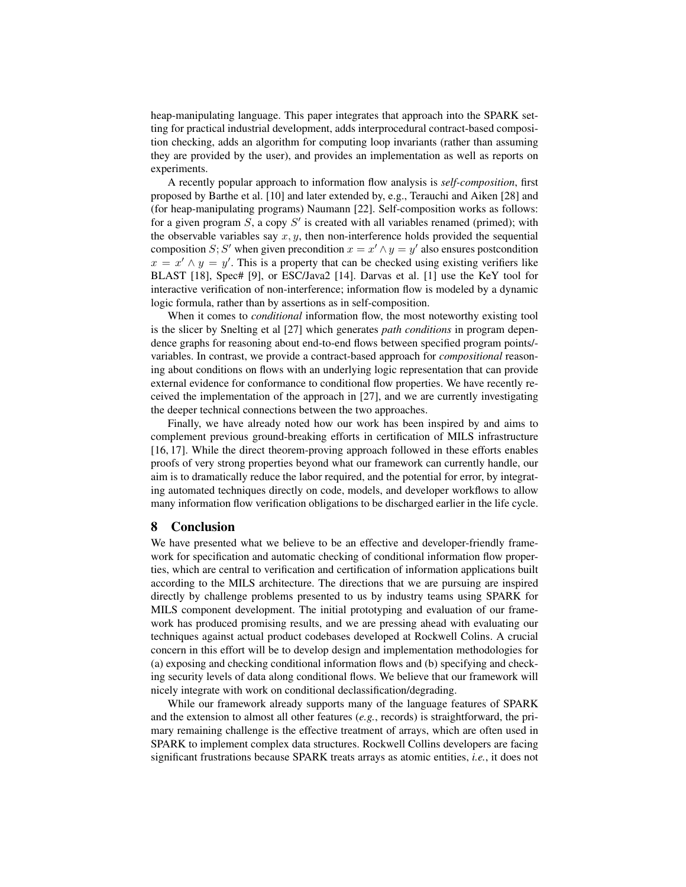heap-manipulating language. This paper integrates that approach into the SPARK setting for practical industrial development, adds interprocedural contract-based composition checking, adds an algorithm for computing loop invariants (rather than assuming they are provided by the user), and provides an implementation as well as reports on experiments.

A recently popular approach to information flow analysis is *self-composition*, first proposed by Barthe et al. [10] and later extended by, e.g., Terauchi and Aiken [28] and (for heap-manipulating programs) Naumann [22]. Self-composition works as follows: for a given program $S$, a copy $S'$ is created with all variables renamed (primed); with the observable variables say $x, y$, then non-interference holds provided the sequential composition $S; S'$ when given precondition $x = x' \wedge y = y'$ also ensures postcondition $x = x' \wedge y = y'$. This is a property that can be checked using existing verifiers like BLAST [18], Spec# [9], or ESC/Java2 [14]. Darvas et al. [1] use the KeY tool for interactive verification of non-interference; information flow is modeled by a dynamic logic formula, rather than by assertions as in self-composition.

When it comes to *conditional* information flow, the most noteworthy existing tool is the slicer by Snelting et al [27] which generates *path conditions* in program dependence graphs for reasoning about end-to-end flows between specified program points/-variables. In contrast, we provide a contract-based approach for *compositional* reasoning about conditions on flows with an underlying logic representation that can provide external evidence for conformance to conditional flow properties. We have recently received the implementation of the approach in [27], and we are currently investigating the deeper technical connections between the two approaches.

Finally, we have already noted how our work has been inspired by and aims to complement previous ground-breaking efforts in certification of MILS infrastructure [16, 17]. While the direct theorem-proving approach followed in these efforts enables proofs of very strong properties beyond what our framework can currently handle, our aim is to dramatically reduce the labor required, and the potential for error, by integrating automated techniques directly on code, models, and developer workflows to allow many information flow verification obligations to be discharged earlier in the life cycle.

## 8 Conclusion

We have presented what we believe to be an effective and developer-friendly framework for specification and automatic checking of conditional information flow properties, which are central to verification and certification of information applications built according to the MILS architecture. The directions that we are pursuing are inspired directly by challenge problems presented to us by industry teams using SPARK for MILS component development. The initial prototyping and evaluation of our framework has produced promising results, and we are pressing ahead with evaluating our techniques against actual product codebases developed at Rockwell Colins. A crucial concern in this effort will be to develop design and implementation methodologies for (a) exposing and checking conditional information flows and (b) specifying and checking security levels of data along conditional flows. We believe that our framework will nicely integrate with work on conditional declassification/degrading.

While our framework already supports many of the language features of SPARK and the extension to almost all other features (*e.g.*, records) is straightforward, the primary remaining challenge is the effective treatment of arrays, which are often used in SPARK to implement complex data structures. Rockwell Collins developers are facing significant frustrations because SPARK treats arrays as atomic entities, *i.e.*, it does not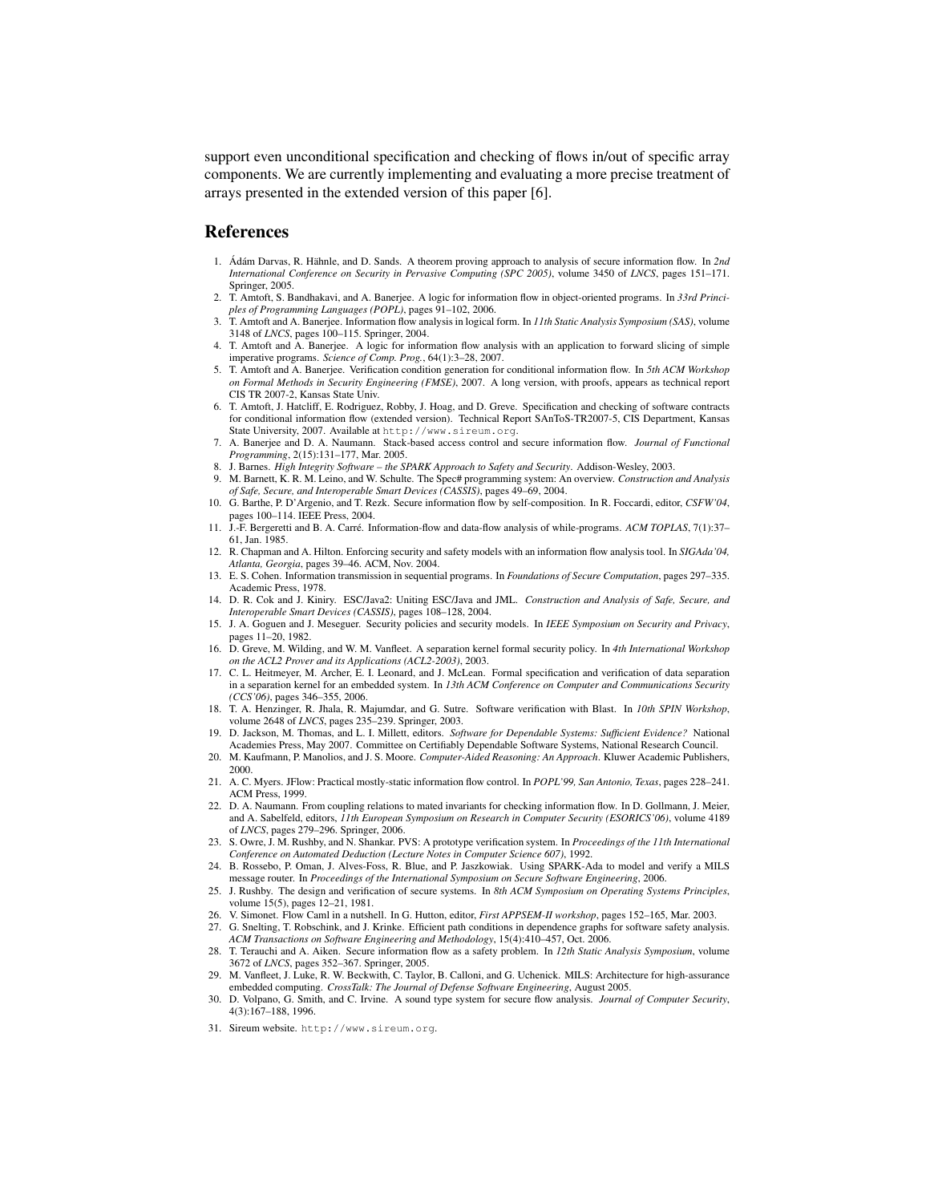support even unconditional specification and checking of flows in/out of specific array components. We are currently implementing and evaluating a more precise treatment of arrays presented in the extended version of this paper [6].

## References

1. Ádám Darvas, R. Hähnle, and D. Sands. A theorem proving approach to analysis of secure information flow. In *2nd International Conference on Security in Pervasive Computing (SPC 2005)*, volume 3450 of *LNCS*, pages 151–171. Springer, 2005.
2. T. Amtoft, S. Bandhakavi, and A. Banerjee. A logic for information flow in object-oriented programs. In *33rd Principles of Programming Languages (POPL)*, pages 91–102, 2006.
3. T. Amtoft and A. Banerjee. Information flow analysis in logical form. In *11th Static Analysis Symposium (SAS)*, volume 3148 of *LNCS*, pages 100–115. Springer, 2004.
4. T. Amtoft and A. Banerjee. A logic for information flow analysis with an application to forward slicing of simple imperative programs. *Science of Comp. Prog.*, 64(1):3–28, 2007.
5. T. Amtoft and A. Banerjee. Verification condition generation for conditional information flow. In *5th ACM Workshop on Formal Methods in Security Engineering (FMSE)*, 2007. A long version, with proofs, appears as technical report CIS TR 2007-2, Kansas State Univ.
6. T. Amtoft, J. Hatcliff, E. Rodríguez, Robby, J. Hoag, and D. Greve. Specification and checking of software contracts for conditional information flow (extended version). Technical Report SAnToS-TR2007-5, CIS Department, Kansas State University, 2007. Available at `http://www.sireum.org`.
7. A. Banerjee and D. A. Naumann. Stack-based access control and secure information flow. *Journal of Functional Programming*, 2(15):131–177, Mar. 2005.
8. J. Barnes. *High Integrity Software – the SPARK Approach to Safety and Security*. Addison-Wesley, 2003.
9. M. Barnett, K. R. M. Leino, and W. Schulte. The Spec# programming system: An overview. *Construction and Analysis of Safe, Secure, and Interoperable Smart Devices (CASSIS)*, pages 49–69, 2004.
10. G. Barthe, P. D'Argenio, and T. Rezk. Secure information flow by self-composition. In R. Foccardi, editor, *CSFW'04*, pages 100–114. IEEE Press, 2004.
11. J.-F. Bergeretti and B. A. Carré. Information-flow and data-flow analysis of while-programs. *ACM TOPLAS*, 7(1):37–61, Jan. 1985.
12. R. Chapman and A. Hilton. Enforcing security and safety models with an information flow analysis tool. In *SIGAda'04, Atlanta, Georgia*, pages 39–46. ACM, Nov. 2004.
13. E. S. Cohen. Information transmission in sequential programs. In *Foundations of Secure Computation*, pages 297–335. Academic Press, 1978.
14. D. R. Cok and J. Kiniry. ESC/Java2: Uniting ESC/Java and JML. *Construction and Analysis of Safe, Secure, and Interoperable Smart Devices (CASSIS)*, pages 108–128, 2004.
15. J. A. Goguen and J. Meseguer. Security policies and security models. In *IEEE Symposium on Security and Privacy*, pages 11–20, 1982.
16. D. Greve, M. Wilding, and W. M. Vanfleet. A separation kernel formal security policy. In *4th International Workshop on the ACL2 Prover and its Applications (ACL2-2003)*, 2003.
17. C. L. Heitmeyer, M. Archer, E. I. Leonard, and J. McLean. Formal specification and verification of data separation in a separation kernel for an embedded system. In *13th ACM Conference on Computer and Communications Security (CCS'06)*, pages 346–355, 2006.
18. T. A. Henzinger, R. Jhala, R. Majumdar, and G. Sutre. Software verification with Blast. In *10th SPIN Workshop*, volume 2648 of *LNCS*, pages 235–239. Springer, 2003.
19. D. Jackson, M. Thomas, and L. I. Millett, editors. *Software for Dependable Systems: Sufficient Evidence?* National Academies Press, May 2007. Committee on Certifiably Dependable Software Systems, National Research Council.
20. M. Kaufmann, P. Manolios, and J. S. Moore. *Computer-Aided Reasoning: An Approach*. Kluwer Academic Publishers, 2000.
21. A. C. Myers. JFlow: Practical mostly-static information flow control. In *POPL'99, San Antonio, Texas*, pages 228–241. ACM Press, 1999.
22. D. A. Naumann. From coupling relations to mated invariants for checking information flow. In D. Gollmann, J. Meier, and A. Sabelfeld, editors, *11th European Symposium on Research in Computer Security (ESORICS'06)*, volume 4189 of *LNCS*, pages 279–296. Springer, 2006.
23. S. Owre, J. M. Rushby, and N. Shankar. PVS: A prototype verification system. In *Proceedings of the 11th International Conference on Automated Deduction (Lecture Notes in Computer Science 607)*, 1992.
24. B. Rossebo, P. Oman, J. Alves-Foss, R. Blue, and P. Jaszkowiak. Using SPARK-Ada to model and verify a MILS message router. In *Proceedings of the International Symposium on Secure Software Engineering*, 2006.
25. J. Rushby. The design and verification of secure systems. In *8th ACM Symposium on Operating Systems Principles*, volume 15(5), pages 12–21, 1981.
26. V. Simonet. Flow Caml in a nutshell. In G. Hutton, editor, *First APPSEM-II workshop*, pages 152–165, Mar. 2003.
27. G. Snelting, T. Robschink, and J. Krinke. Efficient path conditions in dependence graphs for software safety analysis. *ACM Transactions on Software Engineering and Methodology*, 15(4):410–457, Oct. 2006.
28. T. Terauchi and A. Aiken. Secure information flow as a safety problem. In *12th Static Analysis Symposium*, volume 3672 of *LNCS*, pages 352–367. Springer, 2005.
29. M. Vanfleet, J. Luke, R. W. Beckwith, C. Taylor, B. Calloni, and G. Uchenick. MILS: Architecture for high-assurance embedded computing. *CrossTalk: The Journal of Defense Software Engineering*, August 2005.
30. D. Volpano, G. Smith, and C. Irvine. A sound type system for secure flow analysis. *Journal of Computer Security*, 4(3):167–188, 1996.
31. Sireum website. `http://www.sireum.org`.